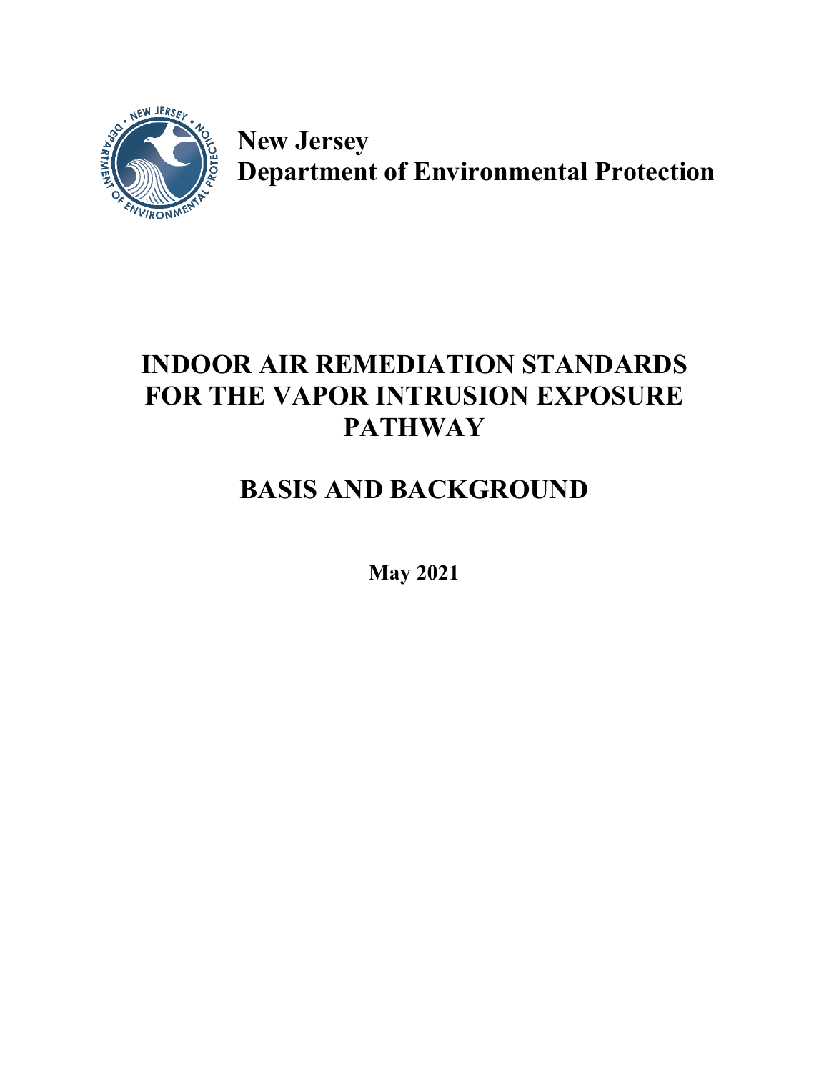**New Jersey**
**Department of Environmental Protection**

# INDOOR AIR REMEDIATION STANDARDS FOR THE VAPOR INTRUSION EXPOSURE PATHWAY

# BASIS AND BACKGROUND

**May 2021**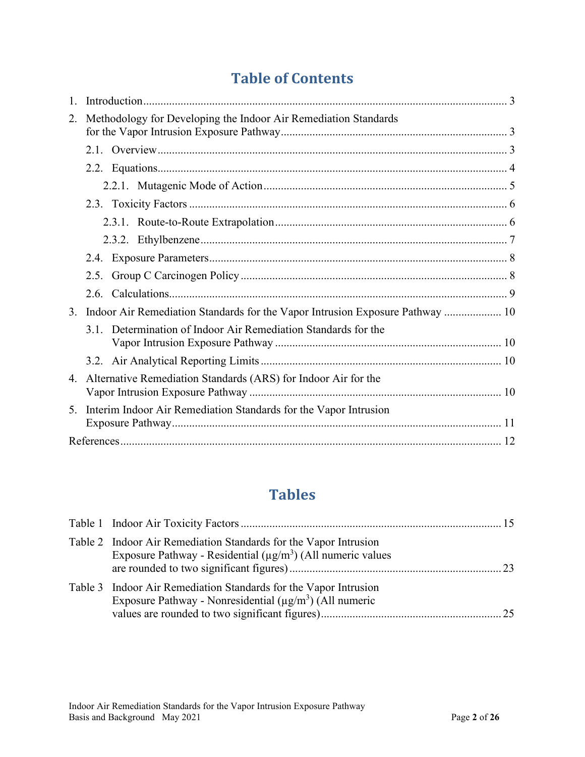# Table of Contents

1. Introduction ............................................................ 3
2. Methodology for Developing the Indoor Air Remediation Standards for the Vapor Intrusion Exposure Pathway ............................................................ 3
   - 2.1. Overview ............................................................ 3
   - 2.2. Equations ............................................................ 4
     - 2.2.1. Mutagenic Mode of Action ............................................................ 5
   - 2.3. Toxicity Factors ............................................................ 6
     - 2.3.1. Route-to-Route Extrapolation ............................................................ 6
     - 2.3.2. Ethylbenzene ............................................................ 7
   - 2.4. Exposure Parameters ............................................................ 8
   - 2.5. Group C Carcinogen Policy ............................................................ 8
   - 2.6. Calculations ............................................................ 9
3. Indoor Air Remediation Standards for the Vapor Intrusion Exposure Pathway .................... 10
   - 3.1. Determination of Indoor Air Remediation Standards for the Vapor Intrusion Exposure Pathway ............................................................ 10
   - 3.2. Air Analytical Reporting Limits ............................................................ 10
4. Alternative Remediation Standards (ARS) for Indoor Air for the Vapor Intrusion Exposure Pathway ............................................................ 10
5. Interim Indoor Air Remediation Standards for the Vapor Intrusion Exposure Pathway ............................................................ 11

References ............................................................ 12

# Tables

Table 1 Indoor Air Toxicity Factors ............................................................ 15

Table 2 Indoor Air Remediation Standards for the Vapor Intrusion Exposure Pathway - Residential ($\mu g/m^3$) (All numeric values are rounded to two significant figures) ............................................................ 23

Table 3 Indoor Air Remediation Standards for the Vapor Intrusion Exposure Pathway - Nonresidential ($\mu g/m^3$) (All numeric values are rounded to two significant figures) ............................................................ 25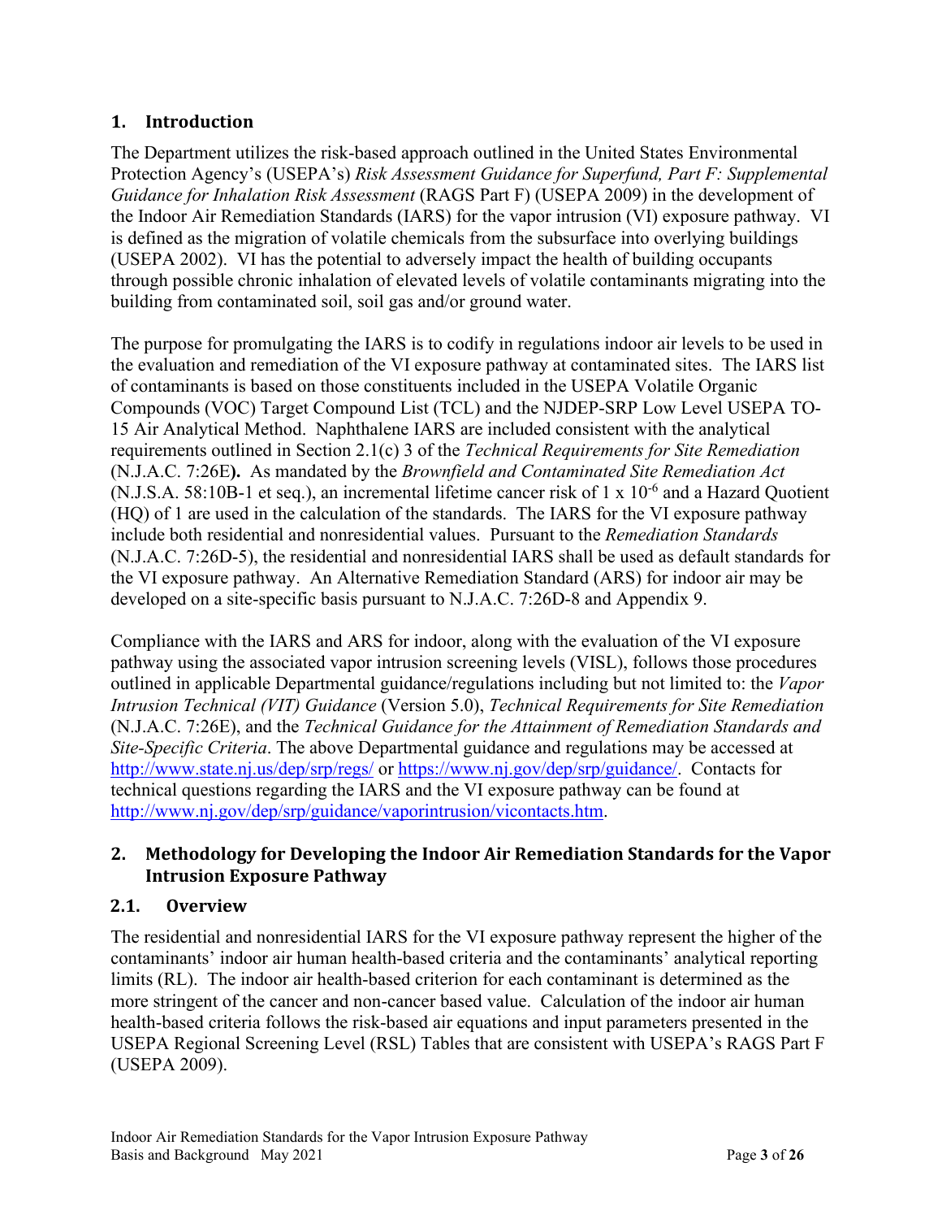## 1. Introduction

The Department utilizes the risk-based approach outlined in the United States Environmental Protection Agency's (USEPA's) *Risk Assessment Guidance for Superfund, Part F: Supplemental Guidance for Inhalation Risk Assessment* (RAGS Part F) (USEPA 2009) in the development of the Indoor Air Remediation Standards (IARS) for the vapor intrusion (VI) exposure pathway. VI is defined as the migration of volatile chemicals from the subsurface into overlying buildings (USEPA 2002). VI has the potential to adversely impact the health of building occupants through possible chronic inhalation of elevated levels of volatile contaminants migrating into the building from contaminated soil, soil gas and/or ground water.

The purpose for promulgating the IARS is to codify in regulations indoor air levels to be used in the evaluation and remediation of the VI exposure pathway at contaminated sites. The IARS list of contaminants is based on those constituents included in the USEPA Volatile Organic Compounds (VOC) Target Compound List (TCL) and the NJDEP-SRP Low Level USEPA TO-15 Air Analytical Method. Naphthalene IARS are included consistent with the analytical requirements outlined in Section 2.1(c) 3 of the *Technical Requirements for Site Remediation* (N.J.A.C. 7:26E**).** As mandated by the *Brownfield and Contaminated Site Remediation Act* (N.J.S.A. 58:10B-1 et seq.), an incremental lifetime cancer risk of 1 x $10^{-6}$ and a Hazard Quotient (HQ) of 1 are used in the calculation of the standards. The IARS for the VI exposure pathway include both residential and nonresidential values. Pursuant to the *Remediation Standards* (N.J.A.C. 7:26D-5), the residential and nonresidential IARS shall be used as default standards for the VI exposure pathway. An Alternative Remediation Standard (ARS) for indoor air may be developed on a site-specific basis pursuant to N.J.A.C. 7:26D-8 and Appendix 9.

Compliance with the IARS and ARS for indoor, along with the evaluation of the VI exposure pathway using the associated vapor intrusion screening levels (VISL), follows those procedures outlined in applicable Departmental guidance/regulations including but not limited to: the *Vapor Intrusion Technical (VIT) Guidance* (Version 5.0), *Technical Requirements for Site Remediation* (N.J.A.C. 7:26E), and the *Technical Guidance for the Attainment of Remediation Standards and Site-Specific Criteria*. The above Departmental guidance and regulations may be accessed at http://www.state.nj.us/dep/srp/regs/ or https://www.nj.gov/dep/srp/guidance/. Contacts for technical questions regarding the IARS and the VI exposure pathway can be found at http://www.nj.gov/dep/srp/guidance/vaporintrusion/vicontacts.htm.

## 2. Methodology for Developing the Indoor Air Remediation Standards for the Vapor Intrusion Exposure Pathway

### 2.1. Overview

The residential and nonresidential IARS for the VI exposure pathway represent the higher of the contaminants' indoor air human health-based criteria and the contaminants' analytical reporting limits (RL). The indoor air health-based criterion for each contaminant is determined as the more stringent of the cancer and non-cancer based value. Calculation of the indoor air human health-based criteria follows the risk-based air equations and input parameters presented in the USEPA Regional Screening Level (RSL) Tables that are consistent with USEPA's RAGS Part F (USEPA 2009).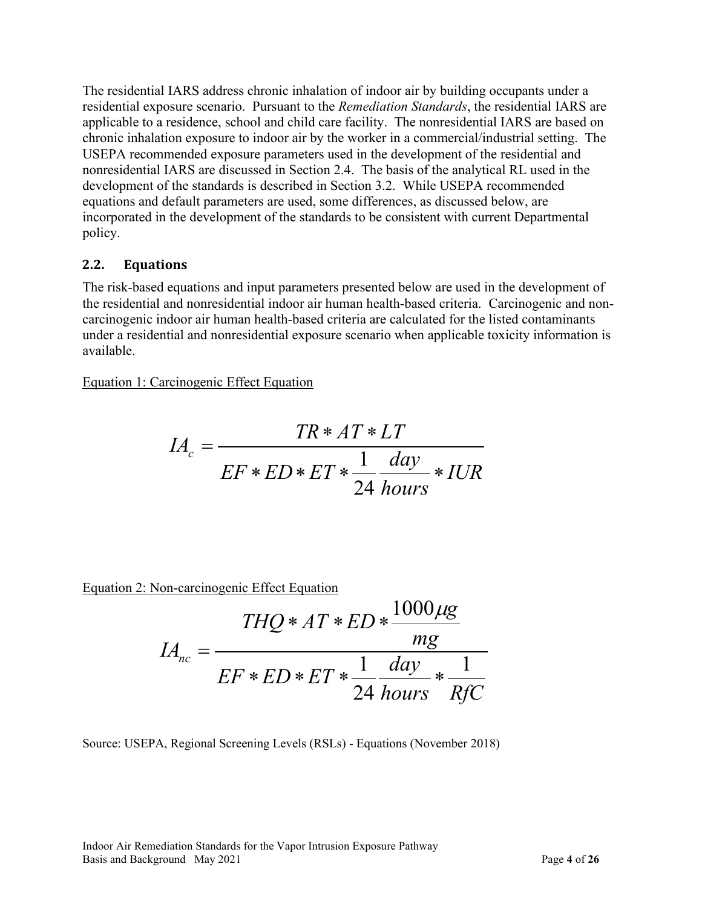The residential IARS address chronic inhalation of indoor air by building occupants under a residential exposure scenario. Pursuant to the *Remediation Standards*, the residential IARS are applicable to a residence, school and child care facility. The nonresidential IARS are based on chronic inhalation exposure to indoor air by the worker in a commercial/industrial setting. The USEPA recommended exposure parameters used in the development of the residential and nonresidential IARS are discussed in Section 2.4. The basis of the analytical RL used in the development of the standards is described in Section 3.2. While USEPA recommended equations and default parameters are used, some differences, as discussed below, are incorporated in the development of the standards to be consistent with current Departmental policy.

## 2.2. Equations

The risk-based equations and input parameters presented below are used in the development of the residential and nonresidential indoor air human health-based criteria. Carcinogenic and non-carcinogenic indoor air human health-based criteria are calculated for the listed contaminants under a residential and nonresidential exposure scenario when applicable toxicity information is available.

Equation 1: Carcinogenic Effect Equation

$$IA_c = \frac{TR * AT * LT}{EF * ED * ET * \frac{1}{24} \frac{day}{hours} * IUR}$$

Equation 2: Non-carcinogenic Effect Equation

$$IA_{nc} = \frac{THQ * AT * ED * \frac{1000 \mu g}{mg}}{EF * ED * ET * \frac{1}{24} \frac{day}{hours} * \frac{1}{RfC}}$$

Source: USEPA, Regional Screening Levels (RSLs) - Equations (November 2018)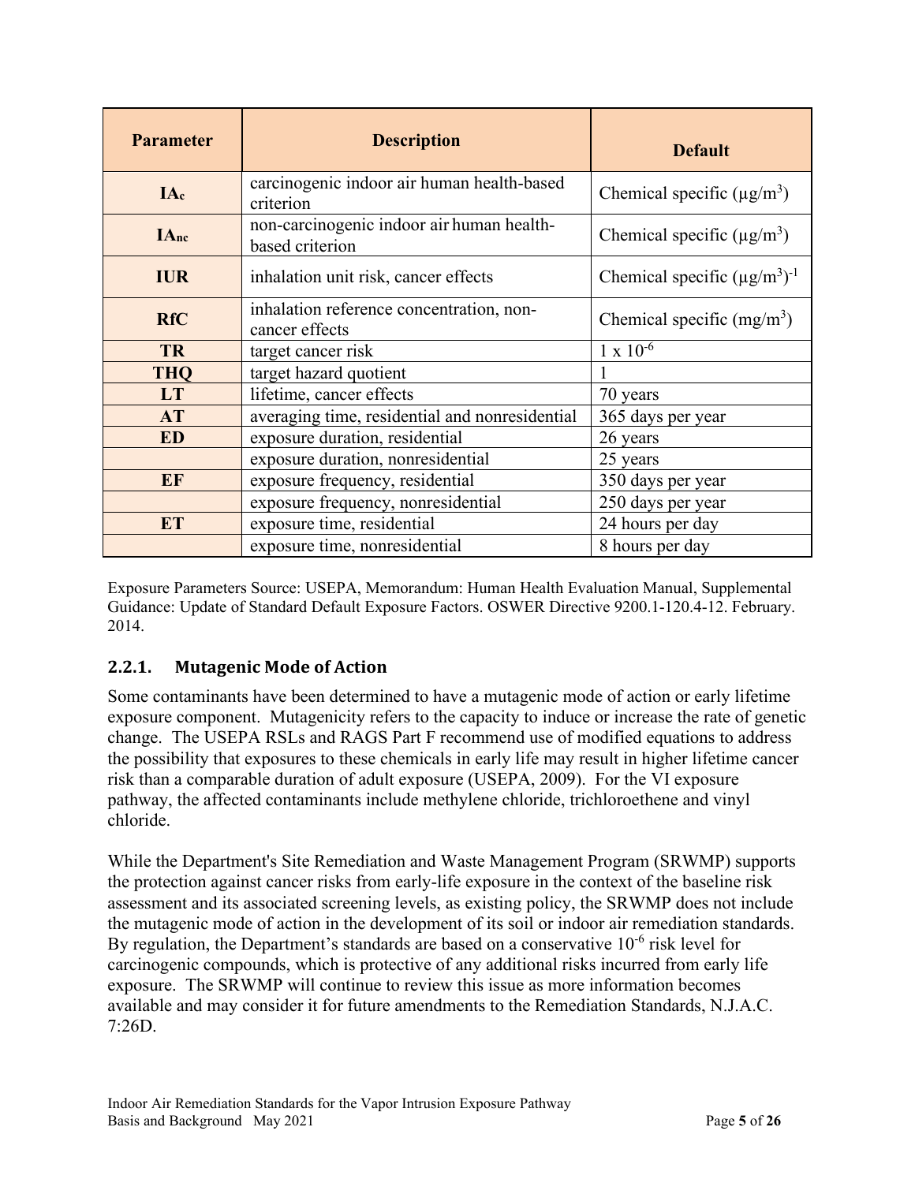| Parameter | Description | Default |
|---|---|---|
| $IA_c$ | carcinogenic indoor air human health-based criterion | Chemical specific ($\mu g/m^3$) |
| $IA_{nc}$ | non-carcinogenic indoor air human health-based criterion | Chemical specific ($\mu g/m^3$) |
| IUR | inhalation unit risk, cancer effects | Chemical specific $(\mu g/m^3)^{-1}$ |
| RfC | inhalation reference concentration, non-cancer effects | Chemical specific ($mg/m^3$) |
| TR | target cancer risk | $1 \times 10^{-6}$ |
| THQ | target hazard quotient | 1 |
| LT | lifetime, cancer effects | 70 years |
| AT | averaging time, residential and nonresidential | 365 days per year |
| ED | exposure duration, residential | 26 years |
| | exposure duration, nonresidential | 25 years |
| EF | exposure frequency, residential | 350 days per year |
| | exposure frequency, nonresidential | 250 days per year |
| ET | exposure time, residential | 24 hours per day |
| | exposure time, nonresidential | 8 hours per day |

Exposure Parameters Source: USEPA, Memorandum: Human Health Evaluation Manual, Supplemental Guidance: Update of Standard Default Exposure Factors. OSWER Directive 9200.1-120.4-12. February. 2014.

### 2.2.1. Mutagenic Mode of Action

Some contaminants have been determined to have a mutagenic mode of action or early lifetime exposure component. Mutagenicity refers to the capacity to induce or increase the rate of genetic change. The USEPA RSLs and RAGS Part F recommend use of modified equations to address the possibility that exposures to these chemicals in early life may result in higher lifetime cancer risk than a comparable duration of adult exposure (USEPA, 2009). For the VI exposure pathway, the affected contaminants include methylene chloride, trichloroethene and vinyl chloride.

While the Department's Site Remediation and Waste Management Program (SRWMP) supports the protection against cancer risks from early-life exposure in the context of the baseline risk assessment and its associated screening levels, as existing policy, the SRWMP does not include the mutagenic mode of action in the development of its soil or indoor air remediation standards. By regulation, the Department's standards are based on a conservative $10^{-6}$ risk level for carcinogenic compounds, which is protective of any additional risks incurred from early life exposure. The SRWMP will continue to review this issue as more information becomes available and may consider it for future amendments to the Remediation Standards, N.J.A.C. 7:26D.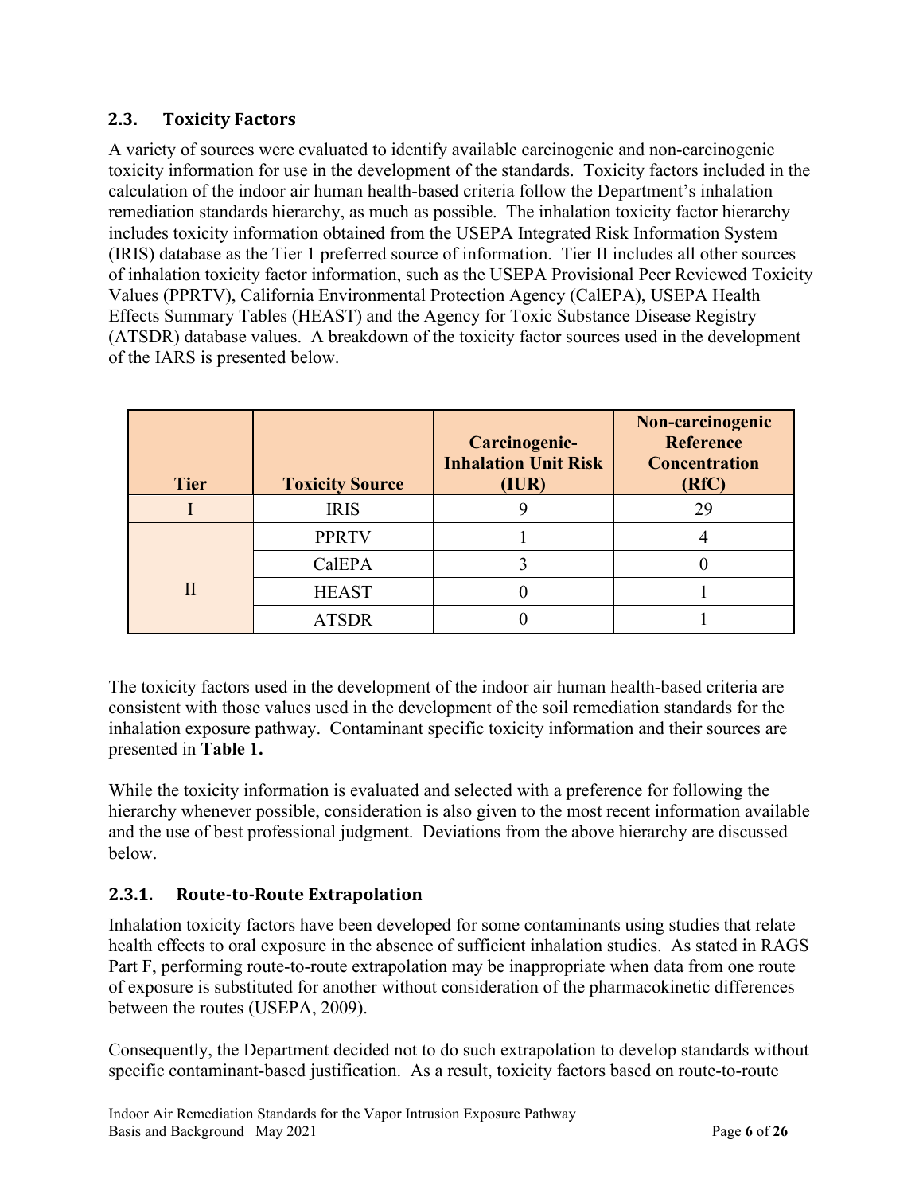### 2.3. Toxicity Factors

A variety of sources were evaluated to identify available carcinogenic and non-carcinogenic toxicity information for use in the development of the standards. Toxicity factors included in the calculation of the indoor air human health-based criteria follow the Department's inhalation remediation standards hierarchy, as much as possible. The inhalation toxicity factor hierarchy includes toxicity information obtained from the USEPA Integrated Risk Information System (IRIS) database as the Tier 1 preferred source of information. Tier II includes all other sources of inhalation toxicity factor information, such as the USEPA Provisional Peer Reviewed Toxicity Values (PPRTV), California Environmental Protection Agency (CalEPA), USEPA Health Effects Summary Tables (HEAST) and the Agency for Toxic Substance Disease Registry (ATSDR) database values. A breakdown of the toxicity factor sources used in the development of the IARS is presented below.

| Tier | Toxicity Source | Carcinogenic-Inhalation Unit Risk (IUR) | Non-carcinogenic Reference Concentration (RfC) |
|---|---|---|---|
| I | IRIS | 9 | 29 |
| II | PPRTV | 1 | 4 |
| | CalEPA | 3 | 0 |
| | HEAST | 0 | 1 |
| | ATSDR | 0 | 1 |

The toxicity factors used in the development of the indoor air human health-based criteria are consistent with those values used in the development of the soil remediation standards for the inhalation exposure pathway. Contaminant specific toxicity information and their sources are presented in **Table 1.**

While the toxicity information is evaluated and selected with a preference for following the hierarchy whenever possible, consideration is also given to the most recent information available and the use of best professional judgment. Deviations from the above hierarchy are discussed below.

#### 2.3.1. Route-to-Route Extrapolation

Inhalation toxicity factors have been developed for some contaminants using studies that relate health effects to oral exposure in the absence of sufficient inhalation studies. As stated in RAGS Part F, performing route-to-route extrapolation may be inappropriate when data from one route of exposure is substituted for another without consideration of the pharmacokinetic differences between the routes (USEPA, 2009).

Consequently, the Department decided not to do such extrapolation to develop standards without specific contaminant-based justification. As a result, toxicity factors based on route-to-route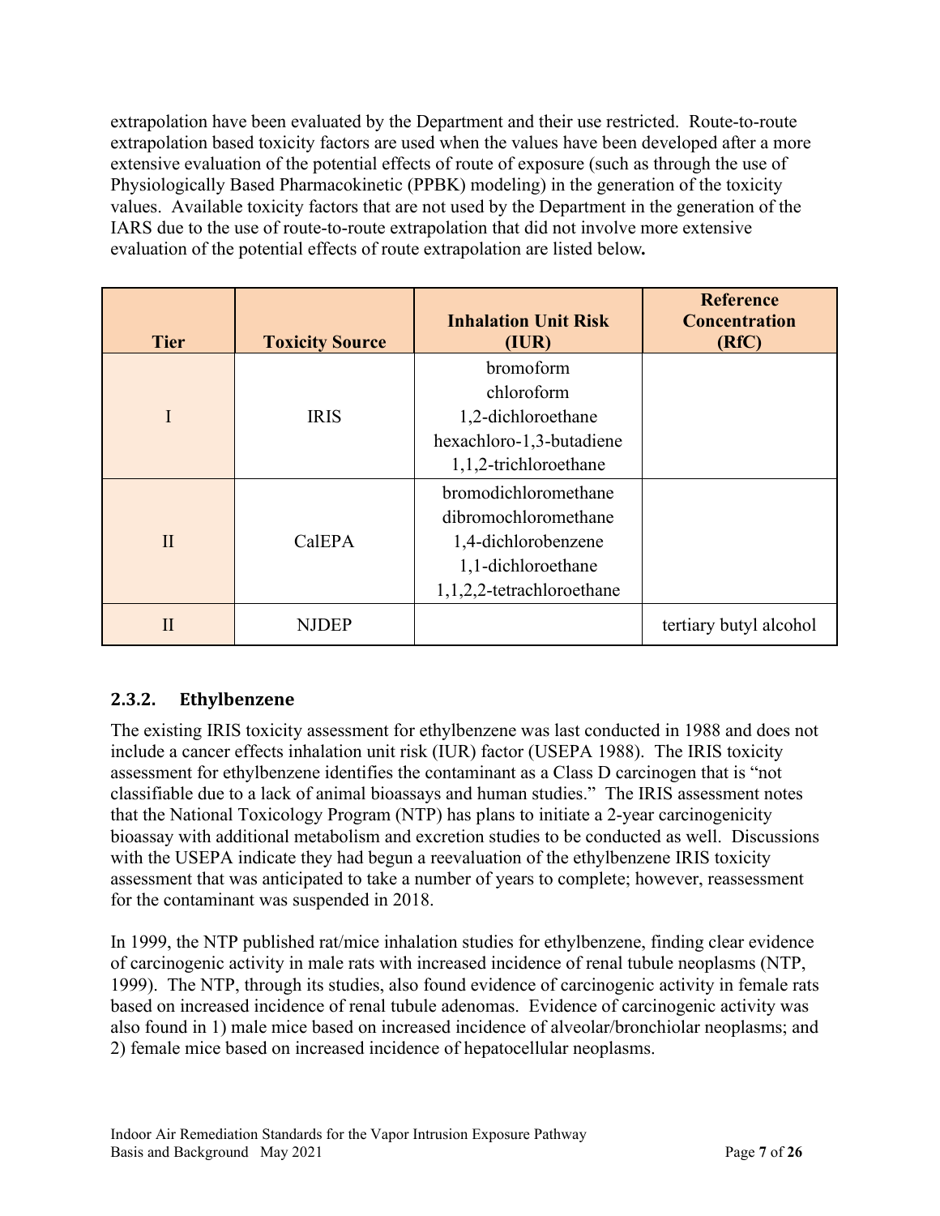extrapolation have been evaluated by the Department and their use restricted. Route-to-route extrapolation based toxicity factors are used when the values have been developed after a more extensive evaluation of the potential effects of route of exposure (such as through the use of Physiologically Based Pharmacokinetic (PPBK) modeling) in the generation of the toxicity values. Available toxicity factors that are not used by the Department in the generation of the IARS due to the use of route-to-route extrapolation that did not involve more extensive evaluation of the potential effects of route extrapolation are listed below**.**

| Tier | Toxicity Source | Inhalation Unit Risk (IUR) | Reference Concentration (RfC) |
|---|---|---|---|
| I | IRIS | bromoform<br>chloroform<br>1,2-dichloroethane<br>hexachloro-1,3-butadiene<br>1,1,2-trichloroethane | |
| II | CalEPA | bromodichloromethane<br>dibromochloromethane<br>1,4-dichlorobenzene<br>1,1-dichloroethane<br>1,1,2,2-tetrachloroethane | |
| II | NJDEP | | tertiary butyl alcohol |

### 2.3.2. Ethylbenzene

The existing IRIS toxicity assessment for ethylbenzene was last conducted in 1988 and does not include a cancer effects inhalation unit risk (IUR) factor (USEPA 1988). The IRIS toxicity assessment for ethylbenzene identifies the contaminant as a Class D carcinogen that is "not classifiable due to a lack of animal bioassays and human studies." The IRIS assessment notes that the National Toxicology Program (NTP) has plans to initiate a 2-year carcinogenicity bioassay with additional metabolism and excretion studies to be conducted as well. Discussions with the USEPA indicate they had begun a reevaluation of the ethylbenzene IRIS toxicity assessment that was anticipated to take a number of years to complete; however, reassessment for the contaminant was suspended in 2018.

In 1999, the NTP published rat/mice inhalation studies for ethylbenzene, finding clear evidence of carcinogenic activity in male rats with increased incidence of renal tubule neoplasms (NTP, 1999). The NTP, through its studies, also found evidence of carcinogenic activity in female rats based on increased incidence of renal tubule adenomas. Evidence of carcinogenic activity was also found in 1) male mice based on increased incidence of alveolar/bronchiolar neoplasms; and 2) female mice based on increased incidence of hepatocellular neoplasms.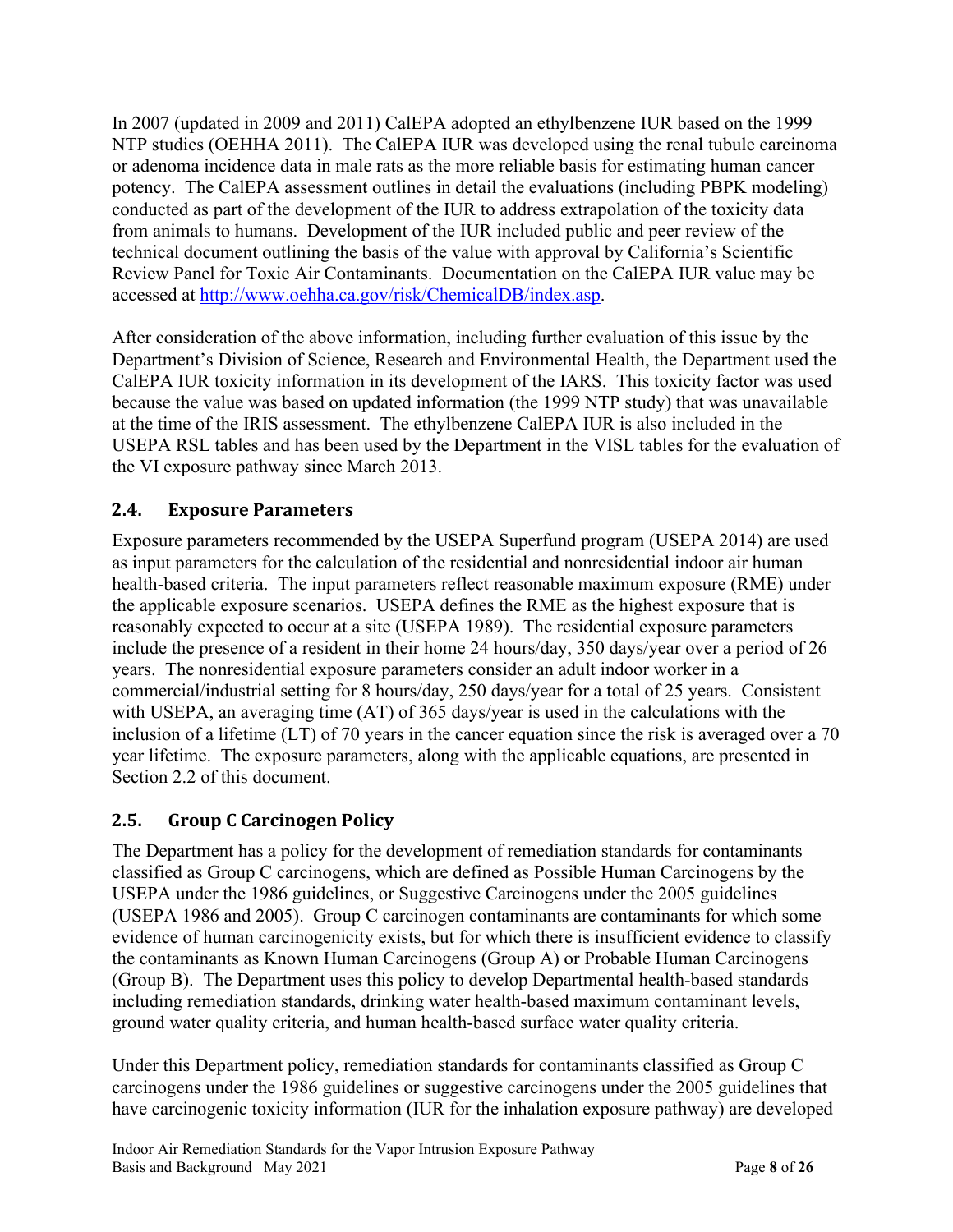In 2007 (updated in 2009 and 2011) CalEPA adopted an ethylbenzene IUR based on the 1999 NTP studies (OEHHA 2011). The CalEPA IUR was developed using the renal tubule carcinoma or adenoma incidence data in male rats as the more reliable basis for estimating human cancer potency. The CalEPA assessment outlines in detail the evaluations (including PBPK modeling) conducted as part of the development of the IUR to address extrapolation of the toxicity data from animals to humans. Development of the IUR included public and peer review of the technical document outlining the basis of the value with approval by California's Scientific Review Panel for Toxic Air Contaminants. Documentation on the CalEPA IUR value may be accessed at http://www.oehha.ca.gov/risk/ChemicalDB/index.asp.

After consideration of the above information, including further evaluation of this issue by the Department's Division of Science, Research and Environmental Health, the Department used the CalEPA IUR toxicity information in its development of the IARS. This toxicity factor was used because the value was based on updated information (the 1999 NTP study) that was unavailable at the time of the IRIS assessment. The ethylbenzene CalEPA IUR is also included in the USEPA RSL tables and has been used by the Department in the VISL tables for the evaluation of the VI exposure pathway since March 2013.

## 2.4. Exposure Parameters

Exposure parameters recommended by the USEPA Superfund program (USEPA 2014) are used as input parameters for the calculation of the residential and nonresidential indoor air human health-based criteria. The input parameters reflect reasonable maximum exposure (RME) under the applicable exposure scenarios. USEPA defines the RME as the highest exposure that is reasonably expected to occur at a site (USEPA 1989). The residential exposure parameters include the presence of a resident in their home 24 hours/day, 350 days/year over a period of 26 years. The nonresidential exposure parameters consider an adult indoor worker in a commercial/industrial setting for 8 hours/day, 250 days/year for a total of 25 years. Consistent with USEPA, an averaging time (AT) of 365 days/year is used in the calculations with the inclusion of a lifetime (LT) of 70 years in the cancer equation since the risk is averaged over a 70 year lifetime. The exposure parameters, along with the applicable equations, are presented in Section 2.2 of this document.

## 2.5. Group C Carcinogen Policy

The Department has a policy for the development of remediation standards for contaminants classified as Group C carcinogens, which are defined as Possible Human Carcinogens by the USEPA under the 1986 guidelines, or Suggestive Carcinogens under the 2005 guidelines (USEPA 1986 and 2005). Group C carcinogen contaminants are contaminants for which some evidence of human carcinogenicity exists, but for which there is insufficient evidence to classify the contaminants as Known Human Carcinogens (Group A) or Probable Human Carcinogens (Group B). The Department uses this policy to develop Departmental health-based standards including remediation standards, drinking water health-based maximum contaminant levels, ground water quality criteria, and human health-based surface water quality criteria.

Under this Department policy, remediation standards for contaminants classified as Group C carcinogens under the 1986 guidelines or suggestive carcinogens under the 2005 guidelines that have carcinogenic toxicity information (IUR for the inhalation exposure pathway) are developed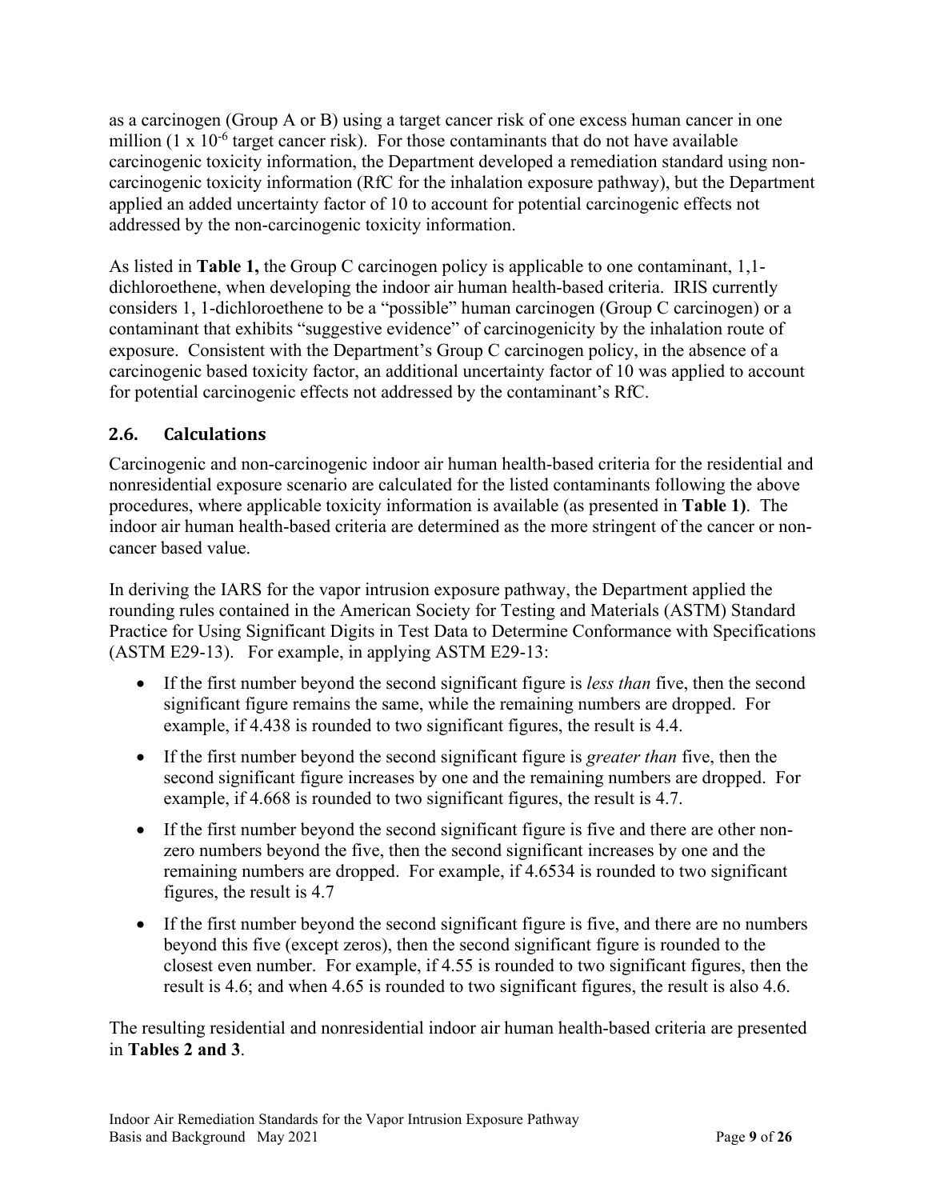as a carcinogen (Group A or B) using a target cancer risk of one excess human cancer in one million ($1 \times 10^{-6}$ target cancer risk). For those contaminants that do not have available carcinogenic toxicity information, the Department developed a remediation standard using non-carcinogenic toxicity information (RfC for the inhalation exposure pathway), but the Department applied an added uncertainty factor of 10 to account for potential carcinogenic effects not addressed by the non-carcinogenic toxicity information.

As listed in **Table 1,** the Group C carcinogen policy is applicable to one contaminant, 1,1-dichloroethene, when developing the indoor air human health-based criteria. IRIS currently considers 1, 1-dichloroethene to be a "possible" human carcinogen (Group C carcinogen) or a contaminant that exhibits "suggestive evidence" of carcinogenicity by the inhalation route of exposure. Consistent with the Department's Group C carcinogen policy, in the absence of a carcinogenic based toxicity factor, an additional uncertainty factor of 10 was applied to account for potential carcinogenic effects not addressed by the contaminant's RfC.

## 2.6. Calculations

Carcinogenic and non-carcinogenic indoor air human health-based criteria for the residential and nonresidential exposure scenario are calculated for the listed contaminants following the above procedures, where applicable toxicity information is available (as presented in **Table 1)**. The indoor air human health-based criteria are determined as the more stringent of the cancer or non-cancer based value.

In deriving the IARS for the vapor intrusion exposure pathway, the Department applied the rounding rules contained in the American Society for Testing and Materials (ASTM) Standard Practice for Using Significant Digits in Test Data to Determine Conformance with Specifications (ASTM E29-13). For example, in applying ASTM E29-13:

- If the first number beyond the second significant figure is *less than* five, then the second significant figure remains the same, while the remaining numbers are dropped. For example, if 4.438 is rounded to two significant figures, the result is 4.4.
- If the first number beyond the second significant figure is *greater than* five, then the second significant figure increases by one and the remaining numbers are dropped. For example, if 4.668 is rounded to two significant figures, the result is 4.7.
- If the first number beyond the second significant figure is five and there are other non-zero numbers beyond the five, then the second significant increases by one and the remaining numbers are dropped. For example, if 4.6534 is rounded to two significant figures, the result is 4.7
- If the first number beyond the second significant figure is five, and there are no numbers beyond this five (except zeros), then the second significant figure is rounded to the closest even number. For example, if 4.55 is rounded to two significant figures, then the result is 4.6; and when 4.65 is rounded to two significant figures, the result is also 4.6.

The resulting residential and nonresidential indoor air human health-based criteria are presented in **Tables 2 and 3**.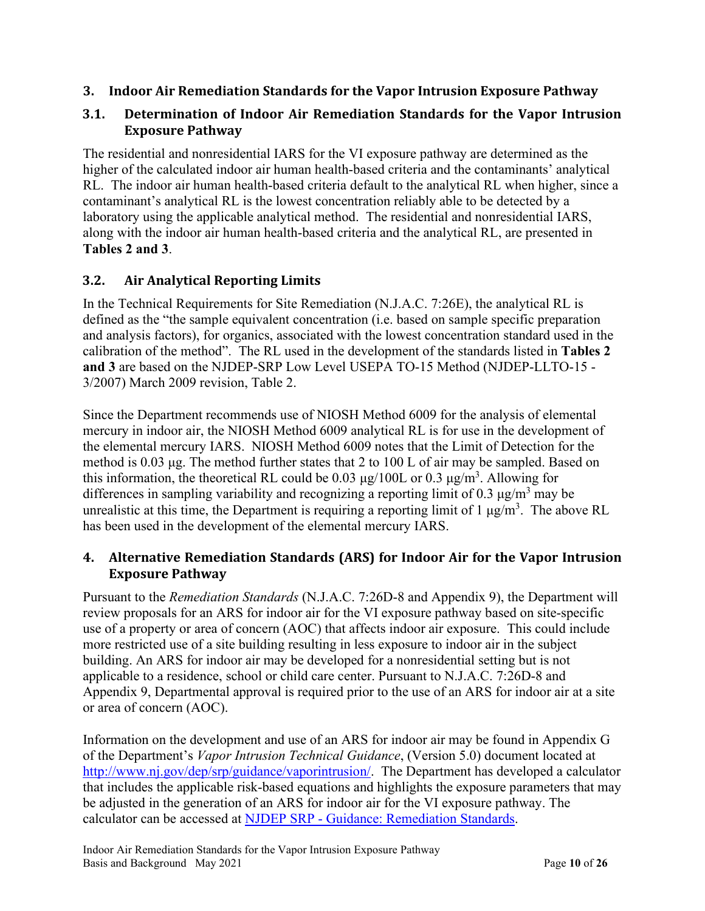# 3. Indoor Air Remediation Standards for the Vapor Intrusion Exposure Pathway

## 3.1. Determination of Indoor Air Remediation Standards for the Vapor Intrusion Exposure Pathway

The residential and nonresidential IARS for the VI exposure pathway are determined as the higher of the calculated indoor air human health-based criteria and the contaminants' analytical RL. The indoor air human health-based criteria default to the analytical RL when higher, since a contaminant's analytical RL is the lowest concentration reliably able to be detected by a laboratory using the applicable analytical method. The residential and nonresidential IARS, along with the indoor air human health-based criteria and the analytical RL, are presented in **Tables 2 and 3**.

## 3.2. Air Analytical Reporting Limits

In the Technical Requirements for Site Remediation (N.J.A.C. 7:26E), the analytical RL is defined as the "the sample equivalent concentration (i.e. based on sample specific preparation and analysis factors), for organics, associated with the lowest concentration standard used in the calibration of the method". The RL used in the development of the standards listed in **Tables 2 and 3** are based on the NJDEP-SRP Low Level USEPA TO-15 Method (NJDEP-LLTO-15 - 3/2007) March 2009 revision, Table 2.

Since the Department recommends use of NIOSH Method 6009 for the analysis of elemental mercury in indoor air, the NIOSH Method 6009 analytical RL is for use in the development of the elemental mercury IARS. NIOSH Method 6009 notes that the Limit of Detection for the method is 0.03 µg. The method further states that 2 to 100 L of air may be sampled. Based on this information, the theoretical RL could be 0.03 µg/100L or 0.3 µg/m$^3$. Allowing for differences in sampling variability and recognizing a reporting limit of 0.3 µg/m$^3$ may be unrealistic at this time, the Department is requiring a reporting limit of 1 µg/m$^3$. The above RL has been used in the development of the elemental mercury IARS.

# 4. Alternative Remediation Standards (ARS) for Indoor Air for the Vapor Intrusion Exposure Pathway

Pursuant to the *Remediation Standards* (N.J.A.C. 7:26D-8 and Appendix 9), the Department will review proposals for an ARS for indoor air for the VI exposure pathway based on site-specific use of a property or area of concern (AOC) that affects indoor air exposure. This could include more restricted use of a site building resulting in less exposure to indoor air in the subject building. An ARS for indoor air may be developed for a nonresidential setting but is not applicable to a residence, school or child care center. Pursuant to N.J.A.C. 7:26D-8 and Appendix 9, Departmental approval is required prior to the use of an ARS for indoor air at a site or area of concern (AOC).

Information on the development and use of an ARS for indoor air may be found in Appendix G of the Department's *Vapor Intrusion Technical Guidance*, (Version 5.0) document located at [http://www.nj.gov/dep/srp/guidance/vaporintrusion/](http://www.nj.gov/dep/srp/guidance/vaporintrusion/). The Department has developed a calculator that includes the applicable risk-based equations and highlights the exposure parameters that may be adjusted in the generation of an ARS for indoor air for the VI exposure pathway. The calculator can be accessed at [NJDEP SRP - Guidance: Remediation Standards](NJDEP SRP - Guidance: Remediation Standards).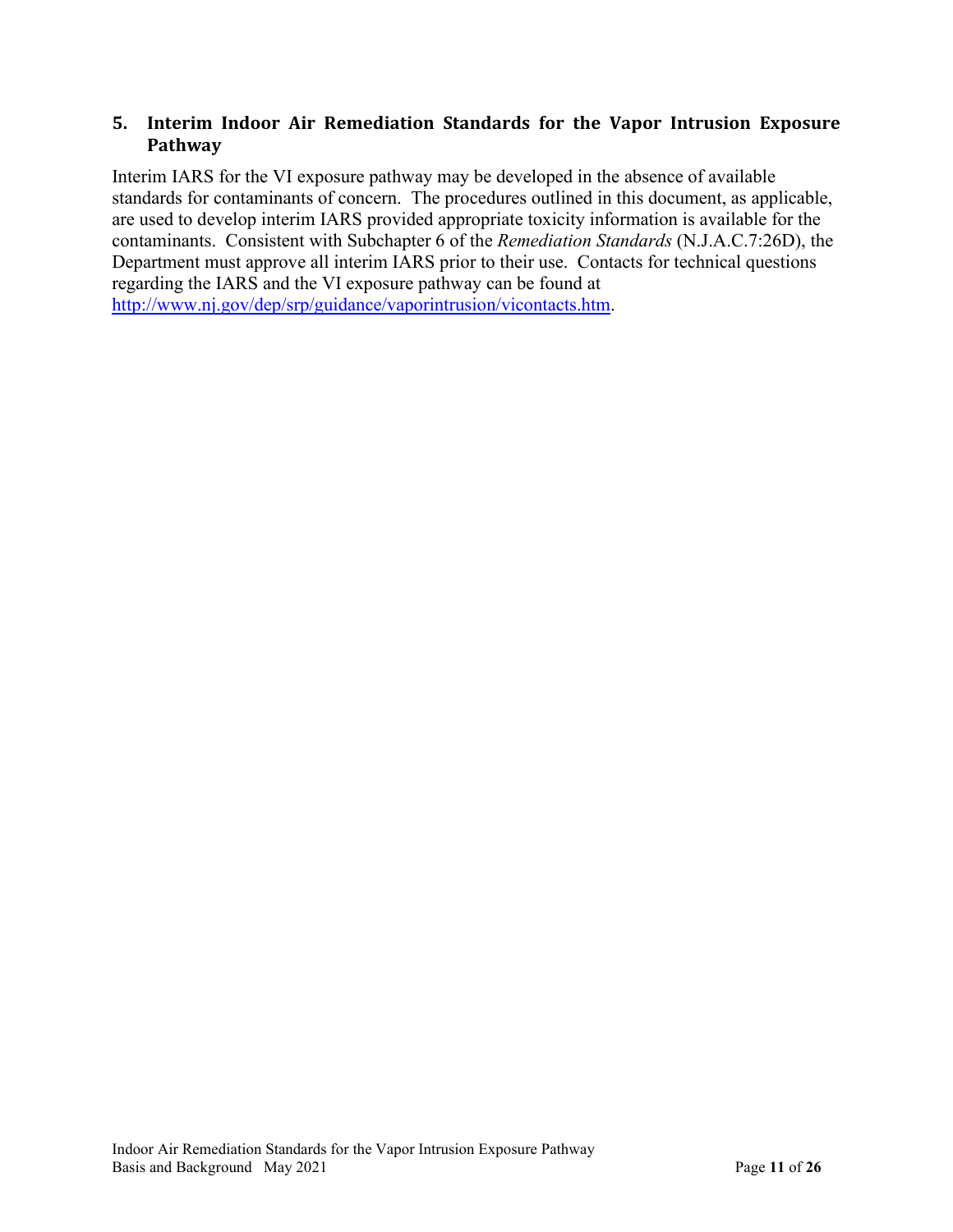## 5. Interim Indoor Air Remediation Standards for the Vapor Intrusion Exposure Pathway

Interim IARS for the VI exposure pathway may be developed in the absence of available standards for contaminants of concern. The procedures outlined in this document, as applicable, are used to develop interim IARS provided appropriate toxicity information is available for the contaminants. Consistent with Subchapter 6 of the *Remediation Standards* (N.J.A.C.7:26D), the Department must approve all interim IARS prior to their use. Contacts for technical questions regarding the IARS and the VI exposure pathway can be found at [http://www.nj.gov/dep/srp/guidance/vaporintrusion/vicontacts.htm](http://www.nj.gov/dep/srp/guidance/vaporintrusion/vicontacts.htm).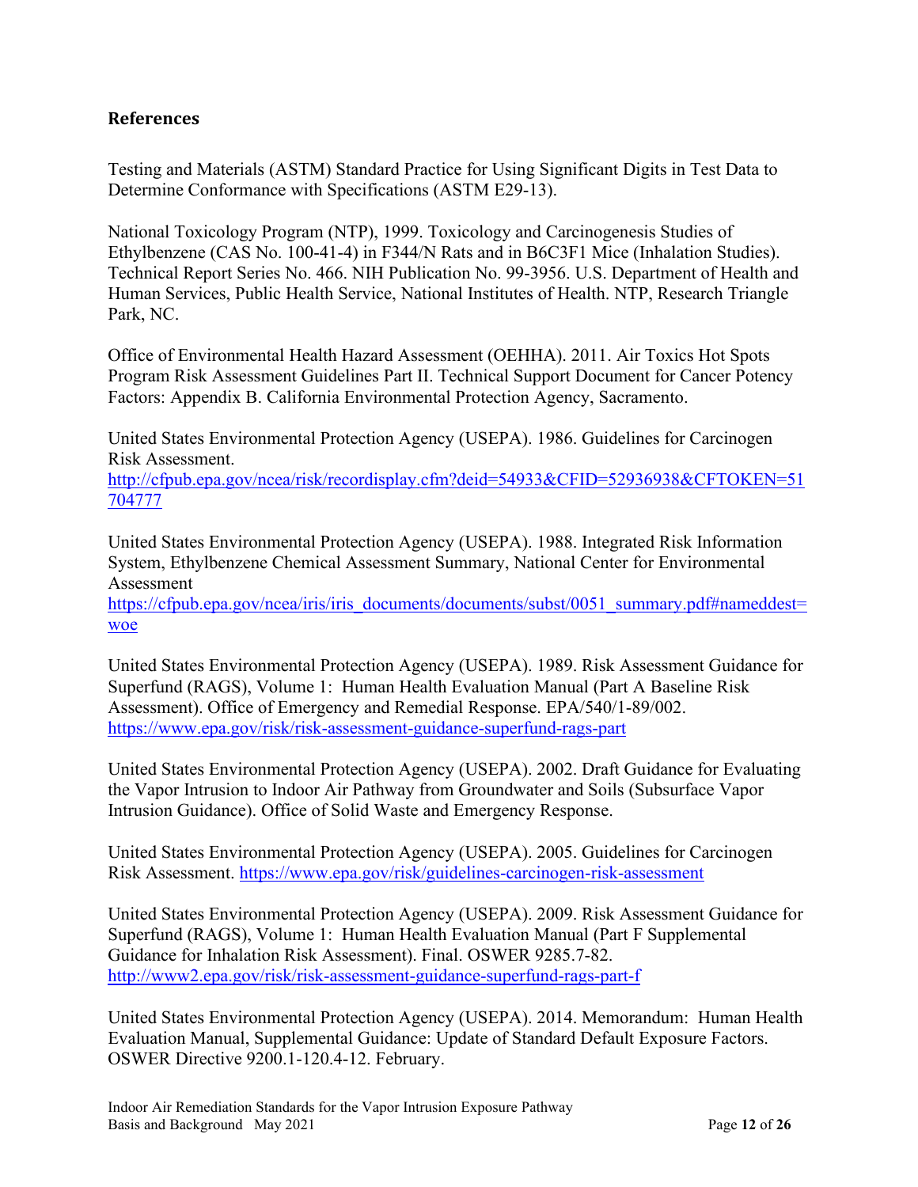## References

Testing and Materials (ASTM) Standard Practice for Using Significant Digits in Test Data to Determine Conformance with Specifications (ASTM E29-13).

National Toxicology Program (NTP), 1999. Toxicology and Carcinogenesis Studies of Ethylbenzene (CAS No. 100-41-4) in F344/N Rats and in B6C3F1 Mice (Inhalation Studies). Technical Report Series No. 466. NIH Publication No. 99-3956. U.S. Department of Health and Human Services, Public Health Service, National Institutes of Health. NTP, Research Triangle Park, NC.

Office of Environmental Health Hazard Assessment (OEHHA). 2011. Air Toxics Hot Spots Program Risk Assessment Guidelines Part II. Technical Support Document for Cancer Potency Factors: Appendix B. California Environmental Protection Agency, Sacramento.

United States Environmental Protection Agency (USEPA). 1986. Guidelines for Carcinogen Risk Assessment. http://cfpub.epa.gov/ncea/risk/recordisplay.cfm?deid=54933&CFID=52936938&CFTOKEN=51704777

United States Environmental Protection Agency (USEPA). 1988. Integrated Risk Information System, Ethylbenzene Chemical Assessment Summary, National Center for Environmental Assessment https://cfpub.epa.gov/ncea/iris/iris_documents/documents/subst/0051_summary.pdf#nameddest=woe

United States Environmental Protection Agency (USEPA). 1989. Risk Assessment Guidance for Superfund (RAGS), Volume 1: Human Health Evaluation Manual (Part A Baseline Risk Assessment). Office of Emergency and Remedial Response. EPA/540/1-89/002. https://www.epa.gov/risk/risk-assessment-guidance-superfund-rags-part

United States Environmental Protection Agency (USEPA). 2002. Draft Guidance for Evaluating the Vapor Intrusion to Indoor Air Pathway from Groundwater and Soils (Subsurface Vapor Intrusion Guidance). Office of Solid Waste and Emergency Response.

United States Environmental Protection Agency (USEPA). 2005. Guidelines for Carcinogen Risk Assessment. https://www.epa.gov/risk/guidelines-carcinogen-risk-assessment

United States Environmental Protection Agency (USEPA). 2009. Risk Assessment Guidance for Superfund (RAGS), Volume 1: Human Health Evaluation Manual (Part F Supplemental Guidance for Inhalation Risk Assessment). Final. OSWER 9285.7-82. http://www2.epa.gov/risk/risk-assessment-guidance-superfund-rags-part-f

United States Environmental Protection Agency (USEPA). 2014. Memorandum: Human Health Evaluation Manual, Supplemental Guidance: Update of Standard Default Exposure Factors. OSWER Directive 9200.1-120.4-12. February.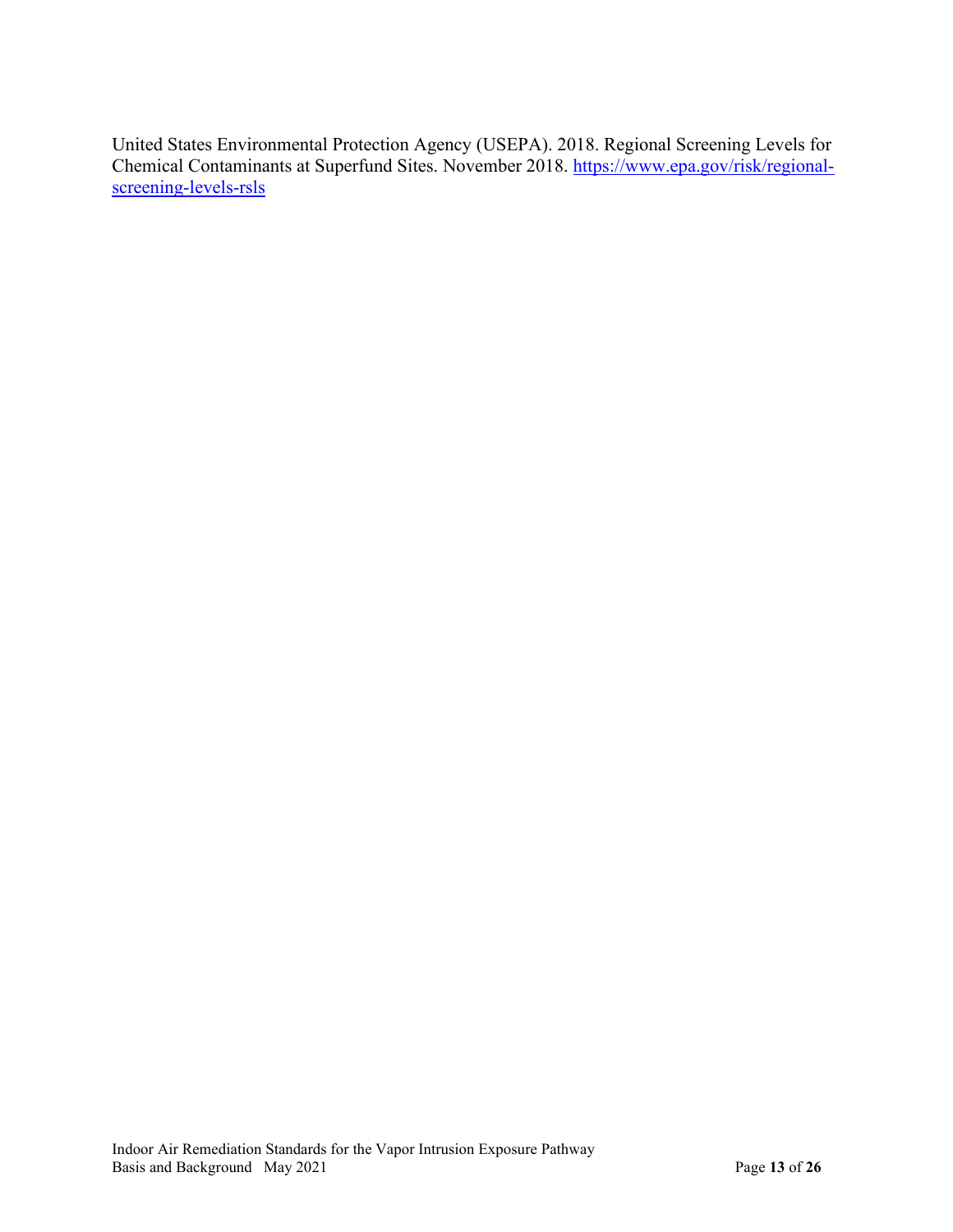United States Environmental Protection Agency (USEPA). 2018. Regional Screening Levels for Chemical Contaminants at Superfund Sites. November 2018. [https://www.epa.gov/risk/regional-screening-levels-rsls](https://www.epa.gov/risk/regional-screening-levels-rsls)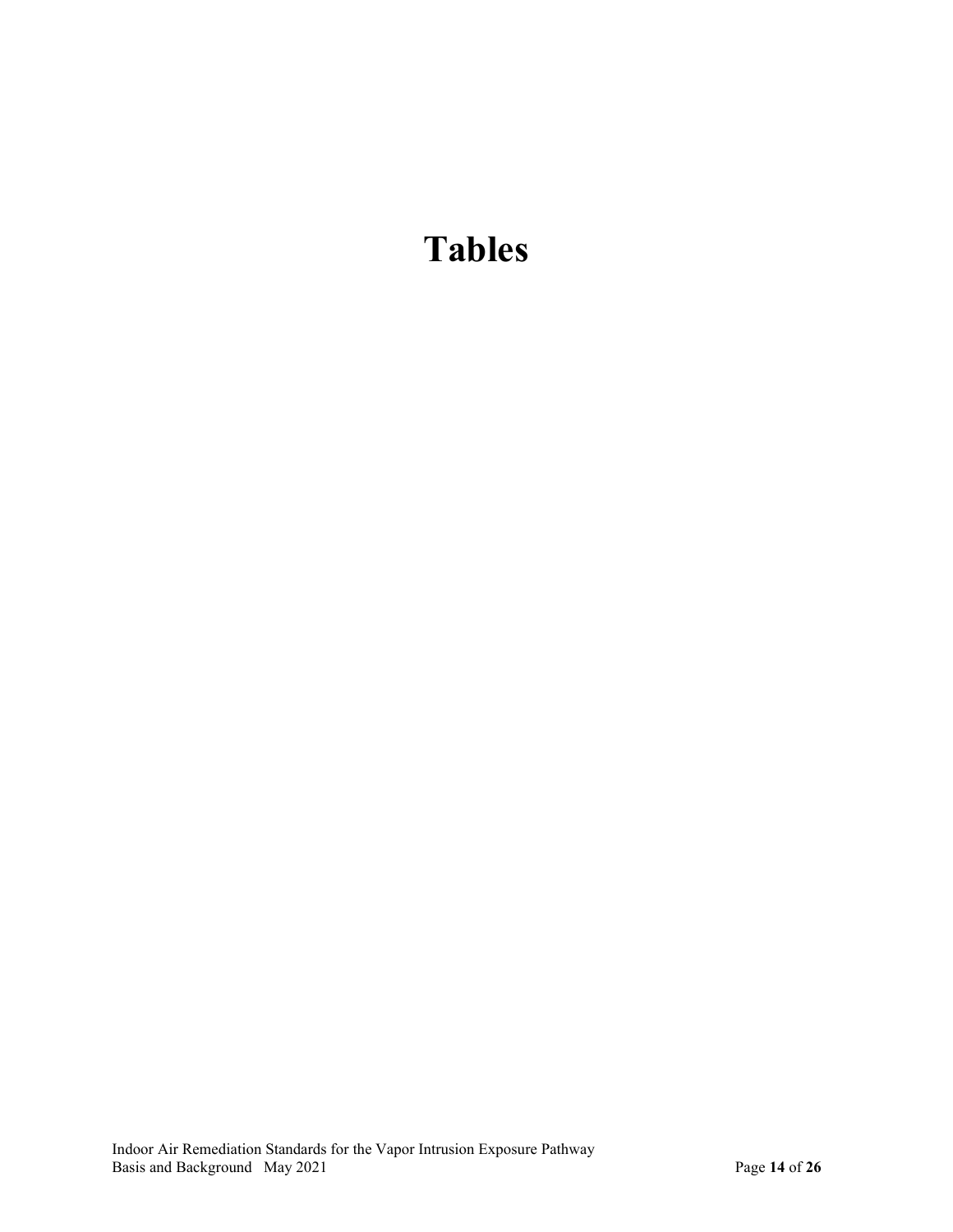# Tables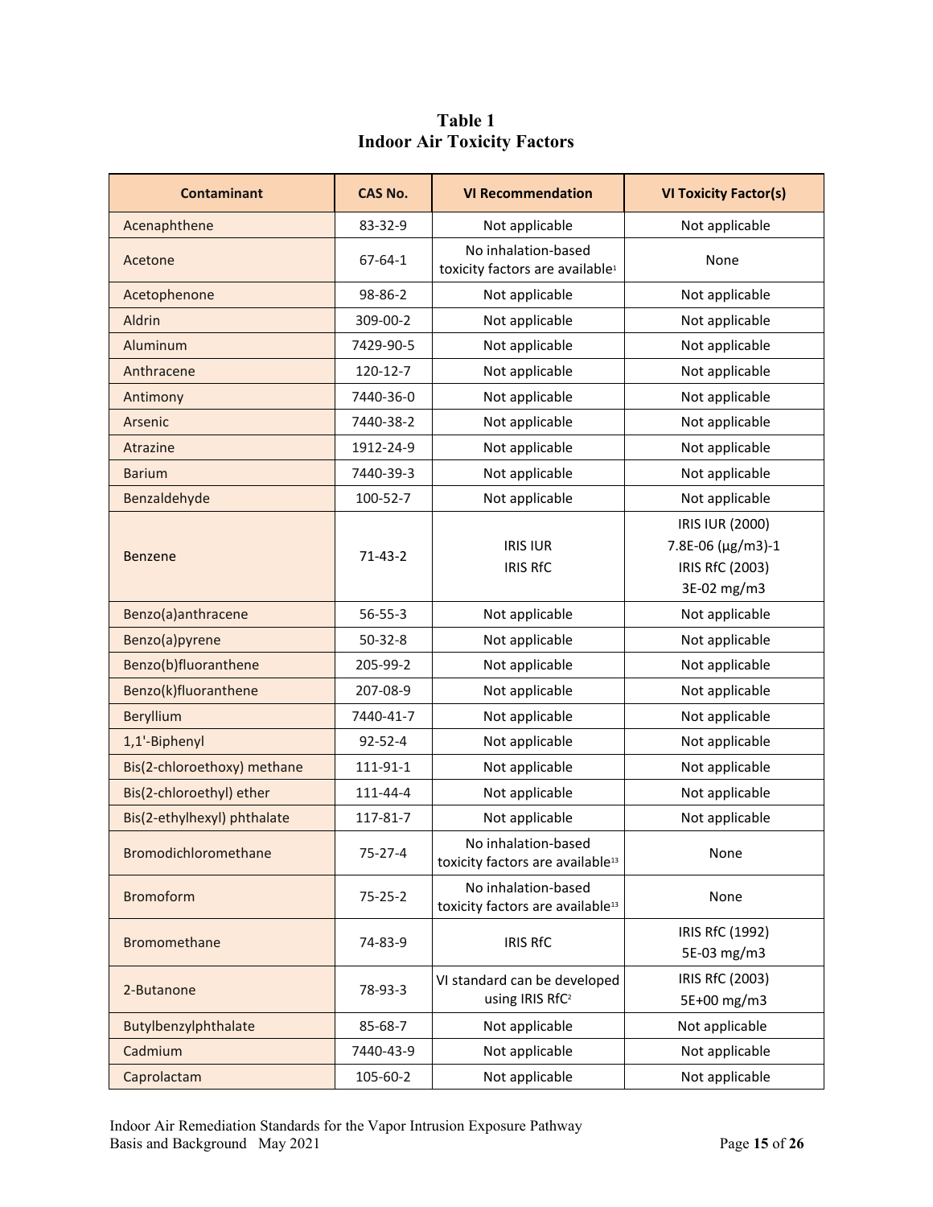**Table 1**
**Indoor Air Toxicity Factors**

| Contaminant | CAS No. | VI Recommendation | VI Toxicity Factor(s) |
|---|---|---|---|
| Acenaphthene | 83-32-9 | Not applicable | Not applicable |
| Acetone | 67-64-1 | No inhalation-based toxicity factors are available[1] | None |
| Acetophenone | 98-86-2 | Not applicable | Not applicable |
| Aldrin | 309-00-2 | Not applicable | Not applicable |
| Aluminum | 7429-90-5 | Not applicable | Not applicable |
| Anthracene | 120-12-7 | Not applicable | Not applicable |
| Antimony | 7440-36-0 | Not applicable | Not applicable |
| Arsenic | 7440-38-2 | Not applicable | Not applicable |
| Atrazine | 1912-24-9 | Not applicable | Not applicable |
| Barium | 7440-39-3 | Not applicable | Not applicable |
| Benzaldehyde | 100-52-7 | Not applicable | Not applicable |
| Benzene | 71-43-2 | IRIS IUR<br>IRIS RfC | IRIS IUR (2000)<br>7.8E-06 (µg/m3)-1<br>IRIS RfC (2003)<br>3E-02 mg/m3 |
| Benzo(a)anthracene | 56-55-3 | Not applicable | Not applicable |
| Benzo(a)pyrene | 50-32-8 | Not applicable | Not applicable |
| Benzo(b)fluoranthene | 205-99-2 | Not applicable | Not applicable |
| Benzo(k)fluoranthene | 207-08-9 | Not applicable | Not applicable |
| Beryllium | 7440-41-7 | Not applicable | Not applicable |
| 1,1'-Biphenyl | 92-52-4 | Not applicable | Not applicable |
| Bis(2-chloroethoxy) methane | 111-91-1 | Not applicable | Not applicable |
| Bis(2-chloroethyl) ether | 111-44-4 | Not applicable | Not applicable |
| Bis(2-ethylhexyl) phthalate | 117-81-7 | Not applicable | Not applicable |
| Bromodichloromethane | 75-27-4 | No inhalation-based toxicity factors are available[13] | None |
| Bromoform | 75-25-2 | No inhalation-based toxicity factors are available[13] | None |
| Bromomethane | 74-83-9 | IRIS RfC | IRIS RfC (1992)<br>5E-03 mg/m3 |
| 2-Butanone | 78-93-3 | VI standard can be developed using IRIS RfC[2] | IRIS RfC (2003)<br>5E+00 mg/m3 |
| Butylbenzylphthalate | 85-68-7 | Not applicable | Not applicable |
| Cadmium | 7440-43-9 | Not applicable | Not applicable |
| Caprolactam | 105-60-2 | Not applicable | Not applicable |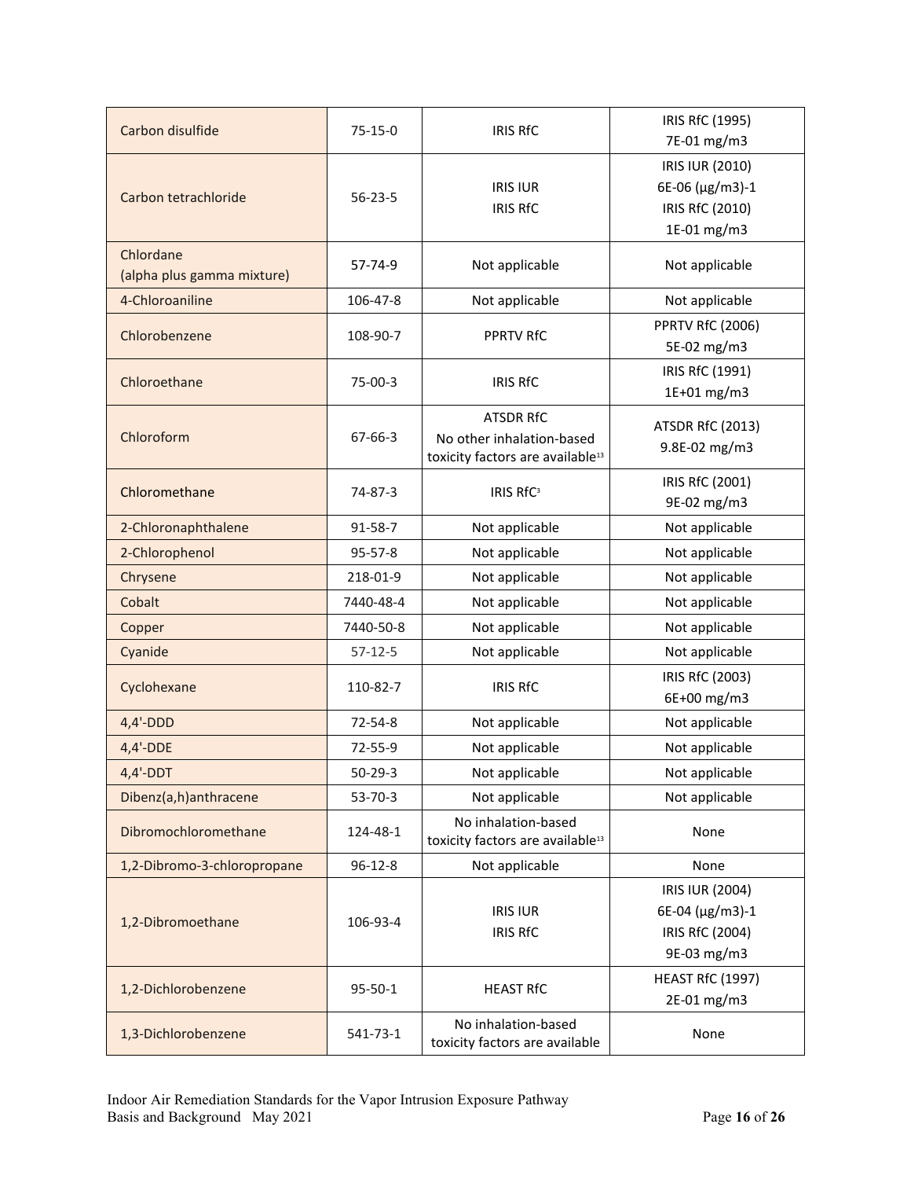| | | | |
|---|---|---|---|
| Carbon disulfide | 75-15-0 | IRIS RfC | IRIS RfC (1995) 7E-01 mg/m3 |
| Carbon tetrachloride | 56-23-5 | IRIS IUR IRIS RfC | IRIS IUR (2010) 6E-06 (µg/m3)-1 IRIS RfC (2010) 1E-01 mg/m3 |
| Chlordane (alpha plus gamma mixture) | 57-74-9 | Not applicable | Not applicable |
| 4-Chloroaniline | 106-47-8 | Not applicable | Not applicable |
| Chlorobenzene | 108-90-7 | PPRTV RfC | PPRTV RfC (2006) 5E-02 mg/m3 |
| Chloroethane | 75-00-3 | IRIS RfC | IRIS RfC (1991) 1E+01 mg/m3 |
| Chloroform | 67-66-3 | ATSDR RfC No other inhalation-based toxicity factors are available[13] | ATSDR RfC (2013) 9.8E-02 mg/m3 |
| Chloromethane | 74-87-3 | IRIS RfC[3] | IRIS RfC (2001) 9E-02 mg/m3 |
| 2-Chloronaphthalene | 91-58-7 | Not applicable | Not applicable |
| 2-Chlorophenol | 95-57-8 | Not applicable | Not applicable |
| Chrysene | 218-01-9 | Not applicable | Not applicable |
| Cobalt | 7440-48-4 | Not applicable | Not applicable |
| Copper | 7440-50-8 | Not applicable | Not applicable |
| Cyanide | 57-12-5 | Not applicable | Not applicable |
| Cyclohexane | 110-82-7 | IRIS RfC | IRIS RfC (2003) 6E+00 mg/m3 |
| 4,4'-DDD | 72-54-8 | Not applicable | Not applicable |
| 4,4'-DDE | 72-55-9 | Not applicable | Not applicable |
| 4,4'-DDT | 50-29-3 | Not applicable | Not applicable |
| Dibenz(a,h)anthracene | 53-70-3 | Not applicable | Not applicable |
| Dibromochloromethane | 124-48-1 | No inhalation-based toxicity factors are available[13] | None |
| 1,2-Dibromo-3-chloropropane | 96-12-8 | Not applicable | None |
| 1,2-Dibromoethane | 106-93-4 | IRIS IUR IRIS RfC | IRIS IUR (2004) 6E-04 (µg/m3)-1 IRIS RfC (2004) 9E-03 mg/m3 |
| 1,2-Dichlorobenzene | 95-50-1 | HEAST RfC | HEAST RfC (1997) 2E-01 mg/m3 |
| 1,3-Dichlorobenzene | 541-73-1 | No inhalation-based toxicity factors are available | None |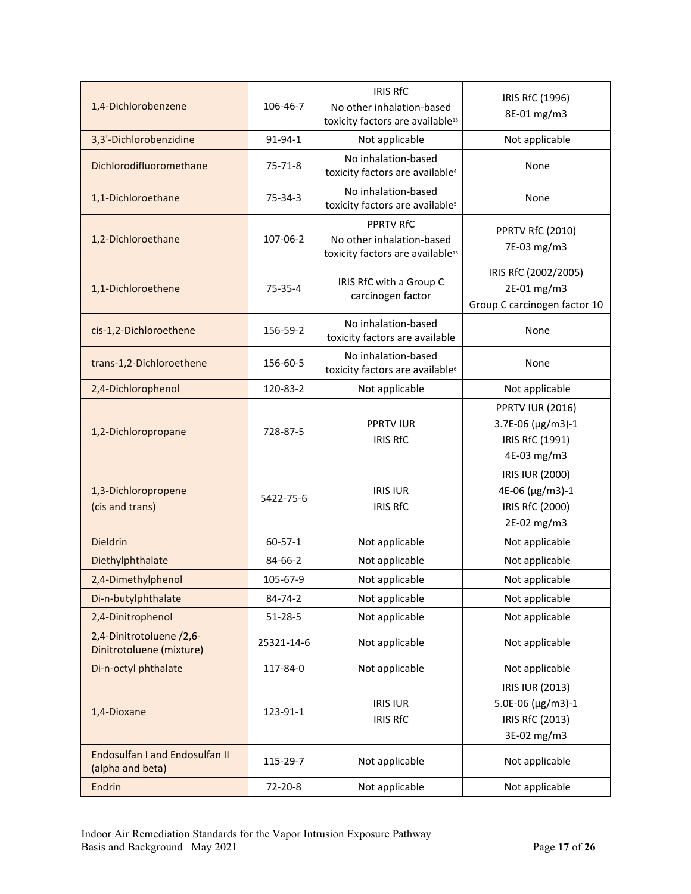| | | | |
|---|---|---|---|
| 1,4-Dichlorobenzene | 106-46-7 | IRIS RfC<br>No other inhalation-based toxicity factors are available[13] | IRIS RfC (1996)<br>8E-01 mg/m3 |
| 3,3'-Dichlorobenzidine | 91-94-1 | Not applicable | Not applicable |
| Dichlorodifluoromethane | 75-71-8 | No inhalation-based toxicity factors are available[4] | None |
| 1,1-Dichloroethane | 75-34-3 | No inhalation-based toxicity factors are available[5] | None |
| 1,2-Dichloroethane | 107-06-2 | PPRTV RfC<br>No other inhalation-based toxicity factors are available[13] | PPRTV RfC (2010)<br>7E-03 mg/m3 |
| 1,1-Dichloroethene | 75-35-4 | IRIS RfC with a Group C carcinogen factor | IRIS RfC (2002/2005)<br>2E-01 mg/m3<br>Group C carcinogen factor 10 |
| cis-1,2-Dichloroethene | 156-59-2 | No inhalation-based toxicity factors are available | None |
| trans-1,2-Dichloroethene | 156-60-5 | No inhalation-based toxicity factors are available[6] | None |
| 2,4-Dichlorophenol | 120-83-2 | Not applicable | Not applicable |
| 1,2-Dichloropropane | 728-87-5 | PPRTV IUR<br>IRIS RfC | PPRTV IUR (2016)<br>3.7E-06 (µg/m3)-1<br>IRIS RfC (1991)<br>4E-03 mg/m3 |
| 1,3-Dichloropropene (cis and trans) | 5422-75-6 | IRIS IUR<br>IRIS RfC | IRIS IUR (2000)<br>4E-06 (µg/m3)-1<br>IRIS RfC (2000)<br>2E-02 mg/m3 |
| Dieldrin | 60-57-1 | Not applicable | Not applicable |
| Diethylphthalate | 84-66-2 | Not applicable | Not applicable |
| 2,4-Dimethylphenol | 105-67-9 | Not applicable | Not applicable |
| Di-n-butylphthalate | 84-74-2 | Not applicable | Not applicable |
| 2,4-Dinitrophenol | 51-28-5 | Not applicable | Not applicable |
| 2,4-Dinitrotoluene /2,6-Dinitrotoluene (mixture) | 25321-14-6 | Not applicable | Not applicable |
| Di-n-octyl phthalate | 117-84-0 | Not applicable | Not applicable |
| 1,4-Dioxane | 123-91-1 | IRIS IUR<br>IRIS RfC | IRIS IUR (2013)<br>5.0E-06 (µg/m3)-1<br>IRIS RfC (2013)<br>3E-02 mg/m3 |
| Endosulfan I and Endosulfan II (alpha and beta) | 115-29-7 | Not applicable | Not applicable |
| Endrin | 72-20-8 | Not applicable | Not applicable |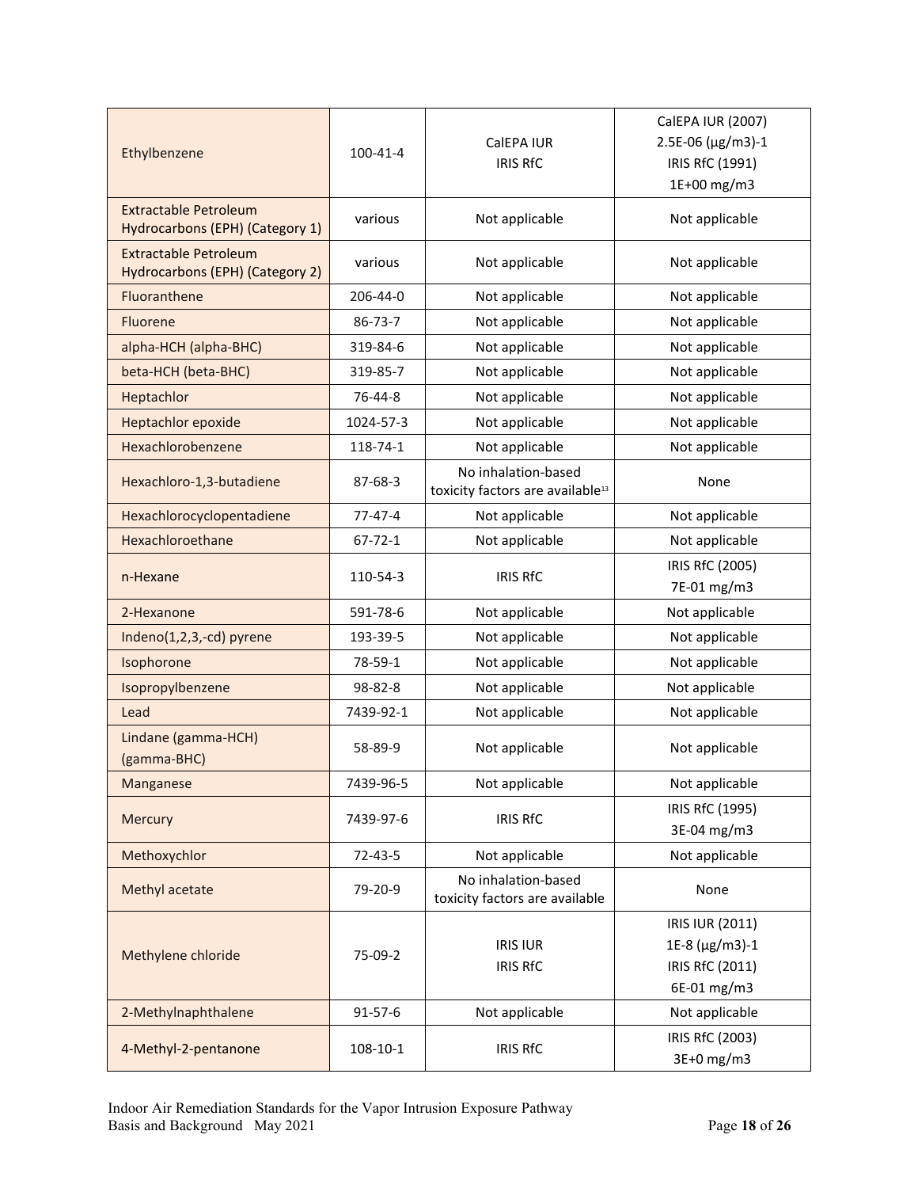| | | | |
|---|---|---|---|
| Ethylbenzene | 100-41-4 | CalEPA IUR<br>IRIS RfC | CalEPA IUR (2007)<br>2.5E-06 (μg/m3)-1<br>IRIS RfC (1991)<br>1E+00 mg/m3 |
| Extractable Petroleum Hydrocarbons (EPH) (Category 1) | various | Not applicable | Not applicable |
| Extractable Petroleum Hydrocarbons (EPH) (Category 2) | various | Not applicable | Not applicable |
| Fluoranthene | 206-44-0 | Not applicable | Not applicable |
| Fluorene | 86-73-7 | Not applicable | Not applicable |
| alpha-HCH (alpha-BHC) | 319-84-6 | Not applicable | Not applicable |
| beta-HCH (beta-BHC) | 319-85-7 | Not applicable | Not applicable |
| Heptachlor | 76-44-8 | Not applicable | Not applicable |
| Heptachlor epoxide | 1024-57-3 | Not applicable | Not applicable |
| Hexachlorobenzene | 118-74-1 | Not applicable | Not applicable |
| Hexachloro-1,3-butadiene | 87-68-3 | No inhalation-based toxicity factors are available[13] | None |
| Hexachlorocyclopentadiene | 77-47-4 | Not applicable | Not applicable |
| Hexachloroethane | 67-72-1 | Not applicable | Not applicable |
| n-Hexane | 110-54-3 | IRIS RfC | IRIS RfC (2005)<br>7E-01 mg/m3 |
| 2-Hexanone | 591-78-6 | Not applicable | Not applicable |
| Indeno(1,2,3,-cd) pyrene | 193-39-5 | Not applicable | Not applicable |
| Isophorone | 78-59-1 | Not applicable | Not applicable |
| Isopropylbenzene | 98-82-8 | Not applicable | Not applicable |
| Lead | 7439-92-1 | Not applicable | Not applicable |
| Lindane (gamma-HCH) (gamma-BHC) | 58-89-9 | Not applicable | Not applicable |
| Manganese | 7439-96-5 | Not applicable | Not applicable |
| Mercury | 7439-97-6 | IRIS RfC | IRIS RfC (1995)<br>3E-04 mg/m3 |
| Methoxychlor | 72-43-5 | Not applicable | Not applicable |
| Methyl acetate | 79-20-9 | No inhalation-based toxicity factors are available | None |
| Methylene chloride | 75-09-2 | IRIS IUR<br>IRIS RfC | IRIS IUR (2011)<br>1E-8 (μg/m3)-1<br>IRIS RfC (2011)<br>6E-01 mg/m3 |
| 2-Methylnaphthalene | 91-57-6 | Not applicable | Not applicable |
| 4-Methyl-2-pentanone | 108-10-1 | IRIS RfC | IRIS RfC (2003)<br>3E+0 mg/m3 |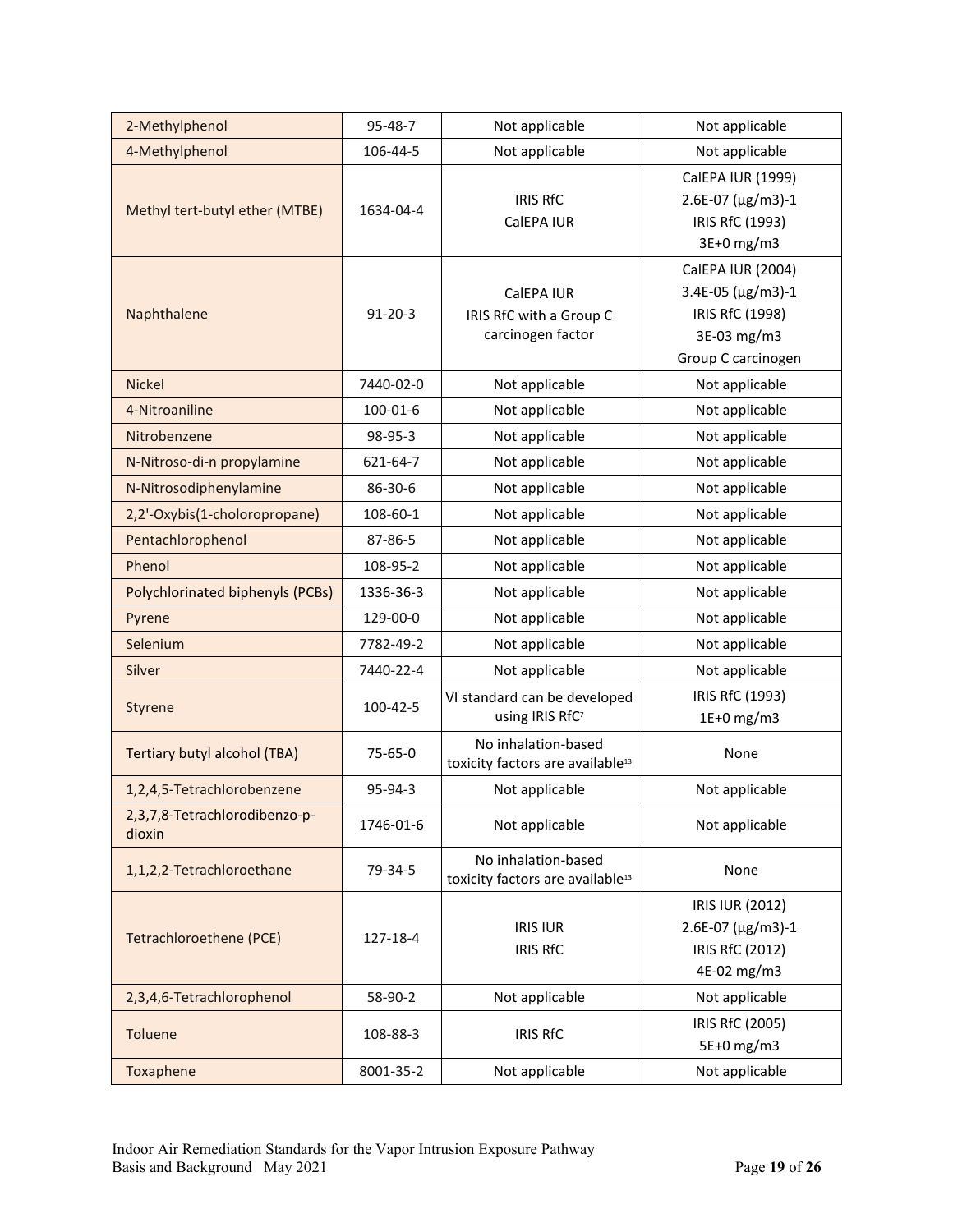| 2-Methylphenol | 95-48-7 | Not applicable | Not applicable |
|---|---|---|---|
| 4-Methylphenol | 106-44-5 | Not applicable | Not applicable |
| Methyl tert-butyl ether (MTBE) | 1634-04-4 | IRIS RfC<br>CalEPA IUR | CalEPA IUR (1999)<br>2.6E-07 (µg/m3)-1<br>IRIS RfC (1993)<br>3E+0 mg/m3 |
| Naphthalene | 91-20-3 | CalEPA IUR<br>IRIS RfC with a Group C carcinogen factor | CalEPA IUR (2004)<br>3.4E-05 (µg/m3)-1<br>IRIS RfC (1998)<br>3E-03 mg/m3<br>Group C carcinogen |
| Nickel | 7440-02-0 | Not applicable | Not applicable |
| 4-Nitroaniline | 100-01-6 | Not applicable | Not applicable |
| Nitrobenzene | 98-95-3 | Not applicable | Not applicable |
| N-Nitroso-di-n propylamine | 621-64-7 | Not applicable | Not applicable |
| N-Nitrosodiphenylamine | 86-30-6 | Not applicable | Not applicable |
| 2,2'-Oxybis(1-choloropropane) | 108-60-1 | Not applicable | Not applicable |
| Pentachlorophenol | 87-86-5 | Not applicable | Not applicable |
| Phenol | 108-95-2 | Not applicable | Not applicable |
| Polychlorinated biphenyls (PCBs) | 1336-36-3 | Not applicable | Not applicable |
| Pyrene | 129-00-0 | Not applicable | Not applicable |
| Selenium | 7782-49-2 | Not applicable | Not applicable |
| Silver | 7440-22-4 | Not applicable | Not applicable |
| Styrene | 100-42-5 | VI standard can be developed using IRIS RfC[7] | IRIS RfC (1993)<br>1E+0 mg/m3 |
| Tertiary butyl alcohol (TBA) | 75-65-0 | No inhalation-based toxicity factors are available[13] | None |
| 1,2,4,5-Tetrachlorobenzene | 95-94-3 | Not applicable | Not applicable |
| 2,3,7,8-Tetrachlorodibenzo-p-dioxin | 1746-01-6 | Not applicable | Not applicable |
| 1,1,2,2-Tetrachloroethane | 79-34-5 | No inhalation-based toxicity factors are available[13] | None |
| Tetrachloroethene (PCE) | 127-18-4 | IRIS IUR<br>IRIS RfC | IRIS IUR (2012)<br>2.6E-07 (µg/m3)-1<br>IRIS RfC (2012)<br>4E-02 mg/m3 |
| 2,3,4,6-Tetrachlorophenol | 58-90-2 | Not applicable | Not applicable |
| Toluene | 108-88-3 | IRIS RfC | IRIS RfC (2005)<br>5E+0 mg/m3 |
| Toxaphene | 8001-35-2 | Not applicable | Not applicable |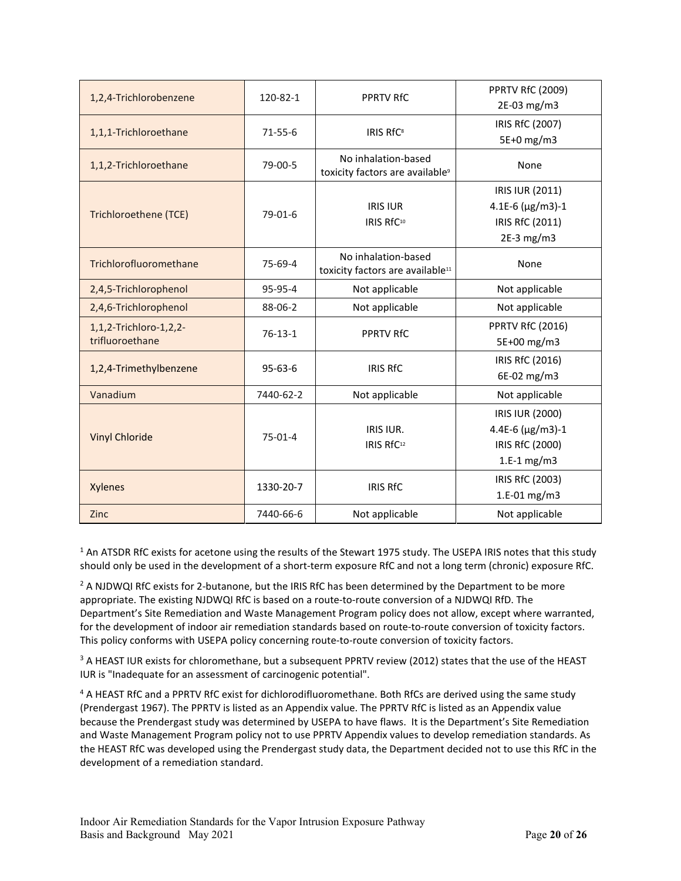| | | | |
|---|---|---|---|
| 1,2,4-Trichlorobenzene | 120-82-1 | PPRTV RfC | PPRTV RfC (2009) 2E-03 mg/m3 |
| 1,1,1-Trichloroethane | 71-55-6 | IRIS RfC[8] | IRIS RfC (2007) 5E+0 mg/m3 |
| 1,1,2-Trichloroethane | 79-00-5 | No inhalation-based toxicity factors are available[9] | None |
| Trichloroethene (TCE) | 79-01-6 | IRIS IUR<br>IRIS RfC[10] | IRIS IUR (2011) 4.1E-6 (μg/m3)-1<br>IRIS RfC (2011) 2E-3 mg/m3 |
| Trichlorofluoromethane | 75-69-4 | No inhalation-based toxicity factors are available[11] | None |
| 2,4,5-Trichlorophenol | 95-95-4 | Not applicable | Not applicable |
| 2,4,6-Trichlorophenol | 88-06-2 | Not applicable | Not applicable |
| 1,1,2-Trichloro-1,2,2-trifluoroethane | 76-13-1 | PPRTV RfC | PPRTV RfC (2016) 5E+00 mg/m3 |
| 1,2,4-Trimethylbenzene | 95-63-6 | IRIS RfC | IRIS RfC (2016) 6E-02 mg/m3 |
| Vanadium | 7440-62-2 | Not applicable | Not applicable |
| Vinyl Chloride | 75-01-4 | IRIS IUR.<br>IRIS RfC[12] | IRIS IUR (2000) 4.4E-6 (μg/m3)-1<br>IRIS RfC (2000) 1.E-1 mg/m3 |
| Xylenes | 1330-20-7 | IRIS RfC | IRIS RfC (2003) 1.E-01 mg/m3 |
| Zinc | 7440-66-6 | Not applicable | Not applicable |

[1] An ATSDR RfC exists for acetone using the results of the Stewart 1975 study. The USEPA IRIS notes that this study should only be used in the development of a short-term exposure RfC and not a long term (chronic) exposure RfC.

[2] A NJDWQI RfC exists for 2-butanone, but the IRIS RfC has been determined by the Department to be more appropriate. The existing NJDWQI RfC is based on a route-to-route conversion of a NJDWQI RfD. The Department's Site Remediation and Waste Management Program policy does not allow, except where warranted, for the development of indoor air remediation standards based on route-to-route conversion of toxicity factors. This policy conforms with USEPA policy concerning route-to-route conversion of toxicity factors.

[3] A HEAST IUR exists for chloromethane, but a subsequent PPRTV review (2012) states that the use of the HEAST IUR is "Inadequate for an assessment of carcinogenic potential".

[4] A HEAST RfC and a PPRTV RfC exist for dichlorodifluoromethane. Both RfCs are derived using the same study (Prendergast 1967). The PPRTV is listed as an Appendix value. The PPRTV RfC is listed as an Appendix value because the Prendergast study was determined by USEPA to have flaws. It is the Department's Site Remediation and Waste Management Program policy not to use PPRTV Appendix values to develop remediation standards. As the HEAST RfC was developed using the Prendergast study data, the Department decided not to use this RfC in the development of a remediation standard.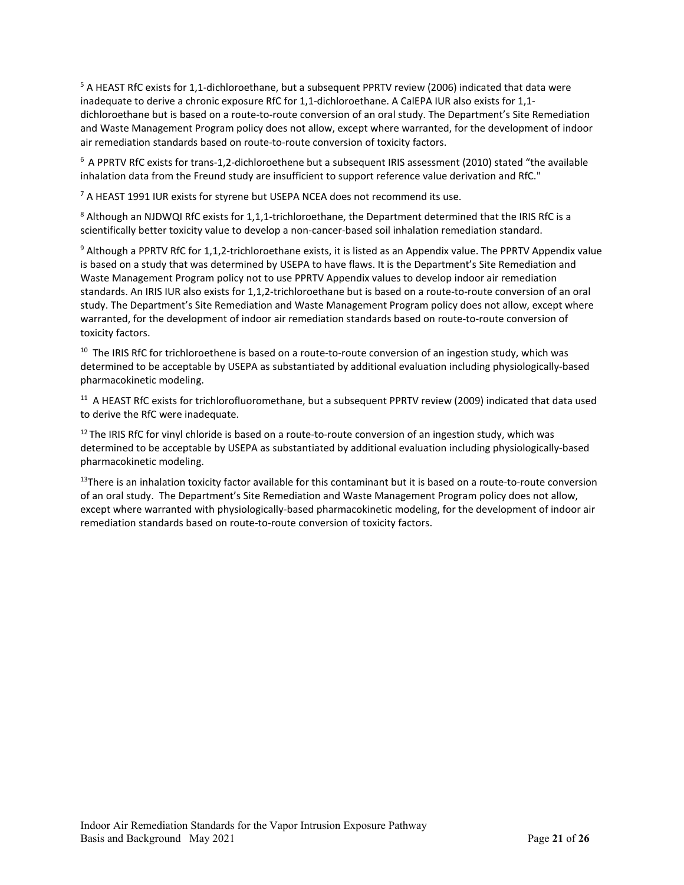[5] A HEAST RfC exists for 1,1-dichloroethane, but a subsequent PPRTV review (2006) indicated that data were inadequate to derive a chronic exposure RfC for 1,1-dichloroethane. A CalEPA IUR also exists for 1,1-dichloroethane but is based on a route-to-route conversion of an oral study. The Department's Site Remediation and Waste Management Program policy does not allow, except where warranted, for the development of indoor air remediation standards based on route-to-route conversion of toxicity factors.

[6] A PPRTV RfC exists for trans-1,2-dichloroethene but a subsequent IRIS assessment (2010) stated "the available inhalation data from the Freund study are insufficient to support reference value derivation and RfC."

[7] A HEAST 1991 IUR exists for styrene but USEPA NCEA does not recommend its use.

[8] Although an NJDWQI RfC exists for 1,1,1-trichloroethane, the Department determined that the IRIS RfC is a scientifically better toxicity value to develop a non-cancer-based soil inhalation remediation standard.

[9] Although a PPRTV RfC for 1,1,2-trichloroethane exists, it is listed as an Appendix value. The PPRTV Appendix value is based on a study that was determined by USEPA to have flaws. It is the Department's Site Remediation and Waste Management Program policy not to use PPRTV Appendix values to develop indoor air remediation standards. An IRIS IUR also exists for 1,1,2-trichloroethane but is based on a route-to-route conversion of an oral study. The Department's Site Remediation and Waste Management Program policy does not allow, except where warranted, for the development of indoor air remediation standards based on route-to-route conversion of toxicity factors.

[10] The IRIS RfC for trichloroethene is based on a route-to-route conversion of an ingestion study, which was determined to be acceptable by USEPA as substantiated by additional evaluation including physiologically-based pharmacokinetic modeling.

[11] A HEAST RfC exists for trichlorofluoromethane, but a subsequent PPRTV review (2009) indicated that data used to derive the RfC were inadequate.

[12] The IRIS RfC for vinyl chloride is based on a route-to-route conversion of an ingestion study, which was determined to be acceptable by USEPA as substantiated by additional evaluation including physiologically-based pharmacokinetic modeling.

[13] There is an inhalation toxicity factor available for this contaminant but it is based on a route-to-route conversion of an oral study. The Department's Site Remediation and Waste Management Program policy does not allow, except where warranted with physiologically-based pharmacokinetic modeling, for the development of indoor air remediation standards based on route-to-route conversion of toxicity factors.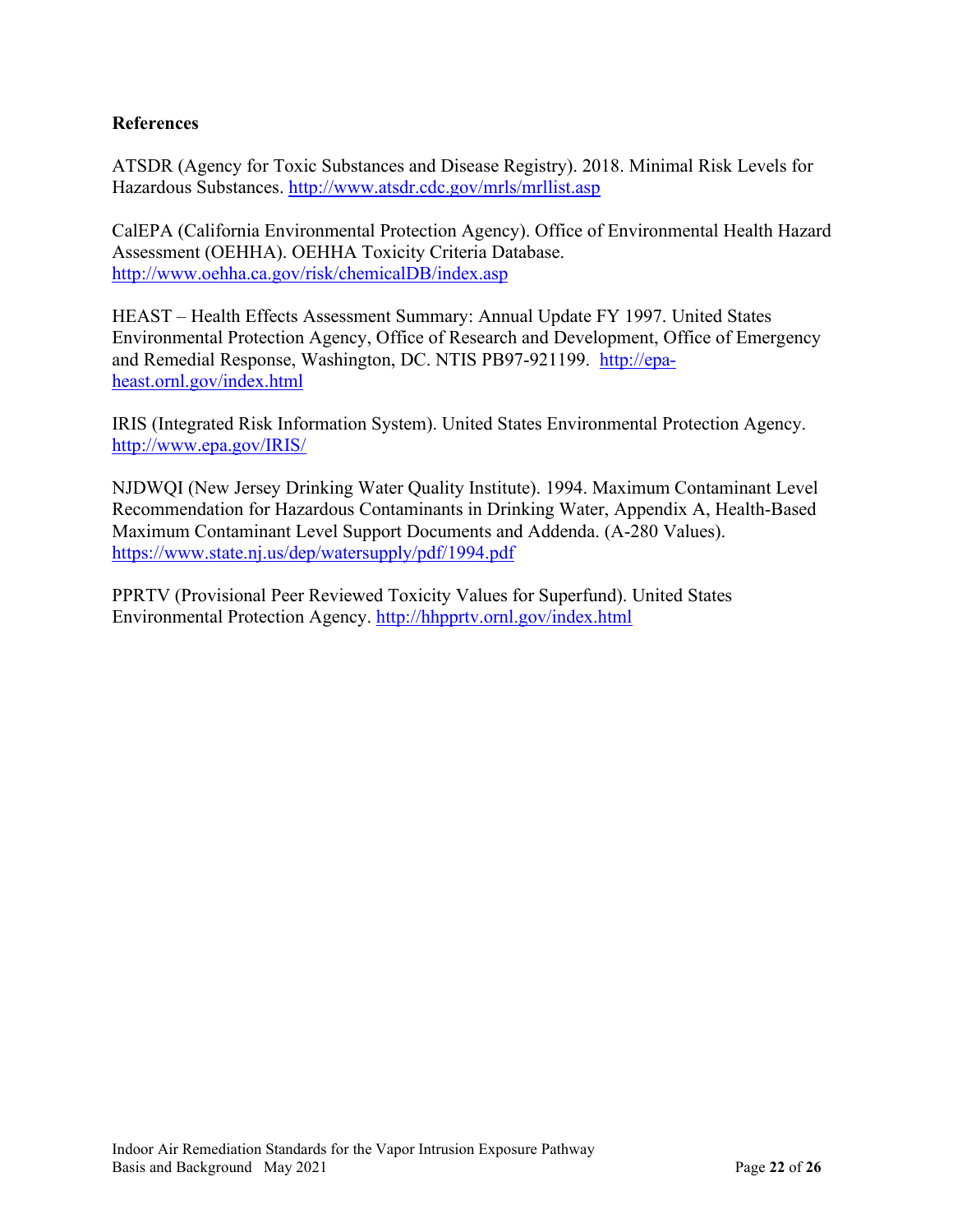## References

ATSDR (Agency for Toxic Substances and Disease Registry). 2018. Minimal Risk Levels for Hazardous Substances. http://www.atsdr.cdc.gov/mrls/mrllist.asp

CalEPA (California Environmental Protection Agency). Office of Environmental Health Hazard Assessment (OEHHA). OEHHA Toxicity Criteria Database. http://www.oehha.ca.gov/risk/chemicalDB/index.asp

HEAST – Health Effects Assessment Summary: Annual Update FY 1997. United States Environmental Protection Agency, Office of Research and Development, Office of Emergency and Remedial Response, Washington, DC. NTIS PB97-921199. http://epa-heast.ornl.gov/index.html

IRIS (Integrated Risk Information System). United States Environmental Protection Agency. http://www.epa.gov/IRIS/

NJDWQI (New Jersey Drinking Water Quality Institute). 1994. Maximum Contaminant Level Recommendation for Hazardous Contaminants in Drinking Water, Appendix A, Health-Based Maximum Contaminant Level Support Documents and Addenda. (A-280 Values). https://www.state.nj.us/dep/watersupply/pdf/1994.pdf

PPRTV (Provisional Peer Reviewed Toxicity Values for Superfund). United States Environmental Protection Agency. http://hhpprtv.ornl.gov/index.html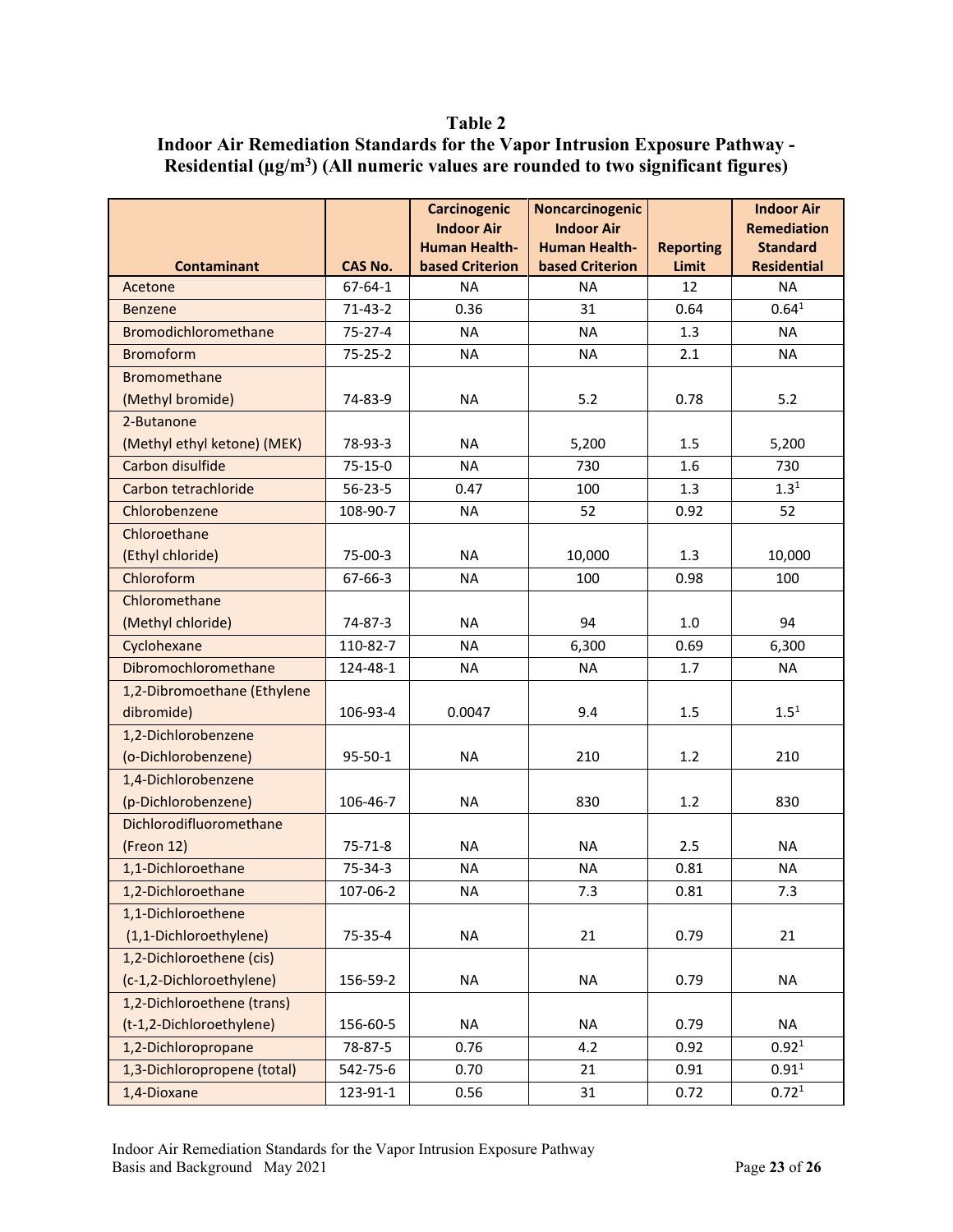**Table 2**

**Indoor Air Remediation Standards for the Vapor Intrusion Exposure Pathway - Residential ($\mu g/m^3$) (All numeric values are rounded to two significant figures)**

| Contaminant | CAS No. | Carcinogenic Indoor Air Human Health-based Criterion | Noncarcinogenic Indoor Air Human Health-based Criterion | Reporting Limit | Indoor Air Remediation Standard Residential |
|---|---|---|---|---|---|
| Acetone | 67-64-1 | NA | NA | 12 | NA |
| Benzene | 71-43-2 | 0.36 | 31 | 0.64 | 0.64[1] |
| Bromodichloromethane | 75-27-4 | NA | NA | 1.3 | NA |
| Bromoform | 75-25-2 | NA | NA | 2.1 | NA |
| Bromomethane (Methyl bromide) | 74-83-9 | NA | 5.2 | 0.78 | 5.2 |
| 2-Butanone (Methyl ethyl ketone) (MEK) | 78-93-3 | NA | 5,200 | 1.5 | 5,200 |
| Carbon disulfide | 75-15-0 | NA | 730 | 1.6 | 730 |
| Carbon tetrachloride | 56-23-5 | 0.47 | 100 | 1.3 | 1.3[1] |
| Chlorobenzene | 108-90-7 | NA | 52 | 0.92 | 52 |
| Chloroethane (Ethyl chloride) | 75-00-3 | NA | 10,000 | 1.3 | 10,000 |
| Chloroform | 67-66-3 | NA | 100 | 0.98 | 100 |
| Chloromethane (Methyl chloride) | 74-87-3 | NA | 94 | 1.0 | 94 |
| Cyclohexane | 110-82-7 | NA | 6,300 | 0.69 | 6,300 |
| Dibromochloromethane | 124-48-1 | NA | NA | 1.7 | NA |
| 1,2-Dibromoethane (Ethylene dibromide) | 106-93-4 | 0.0047 | 9.4 | 1.5 | 1.5[1] |
| 1,2-Dichlorobenzene (o-Dichlorobenzene) | 95-50-1 | NA | 210 | 1.2 | 210 |
| 1,4-Dichlorobenzene (p-Dichlorobenzene) | 106-46-7 | NA | 830 | 1.2 | 830 |
| Dichlorodifluoromethane (Freon 12) | 75-71-8 | NA | NA | 2.5 | NA |
| 1,1-Dichloroethane | 75-34-3 | NA | NA | 0.81 | NA |
| 1,2-Dichloroethane | 107-06-2 | NA | 7.3 | 0.81 | 7.3 |
| 1,1-Dichloroethene (1,1-Dichloroethylene) | 75-35-4 | NA | 21 | 0.79 | 21 |
| 1,2-Dichloroethene (cis) (c-1,2-Dichloroethylene) | 156-59-2 | NA | NA | 0.79 | NA |
| 1,2-Dichloroethene (trans) (t-1,2-Dichloroethylene) | 156-60-5 | NA | NA | 0.79 | NA |
| 1,2-Dichloropropane | 78-87-5 | 0.76 | 4.2 | 0.92 | 0.92[1] |
| 1,3-Dichloropropene (total) | 542-75-6 | 0.70 | 21 | 0.91 | 0.91[1] |
| 1,4-Dioxane | 123-91-1 | 0.56 | 31 | 0.72 | 0.72[1] |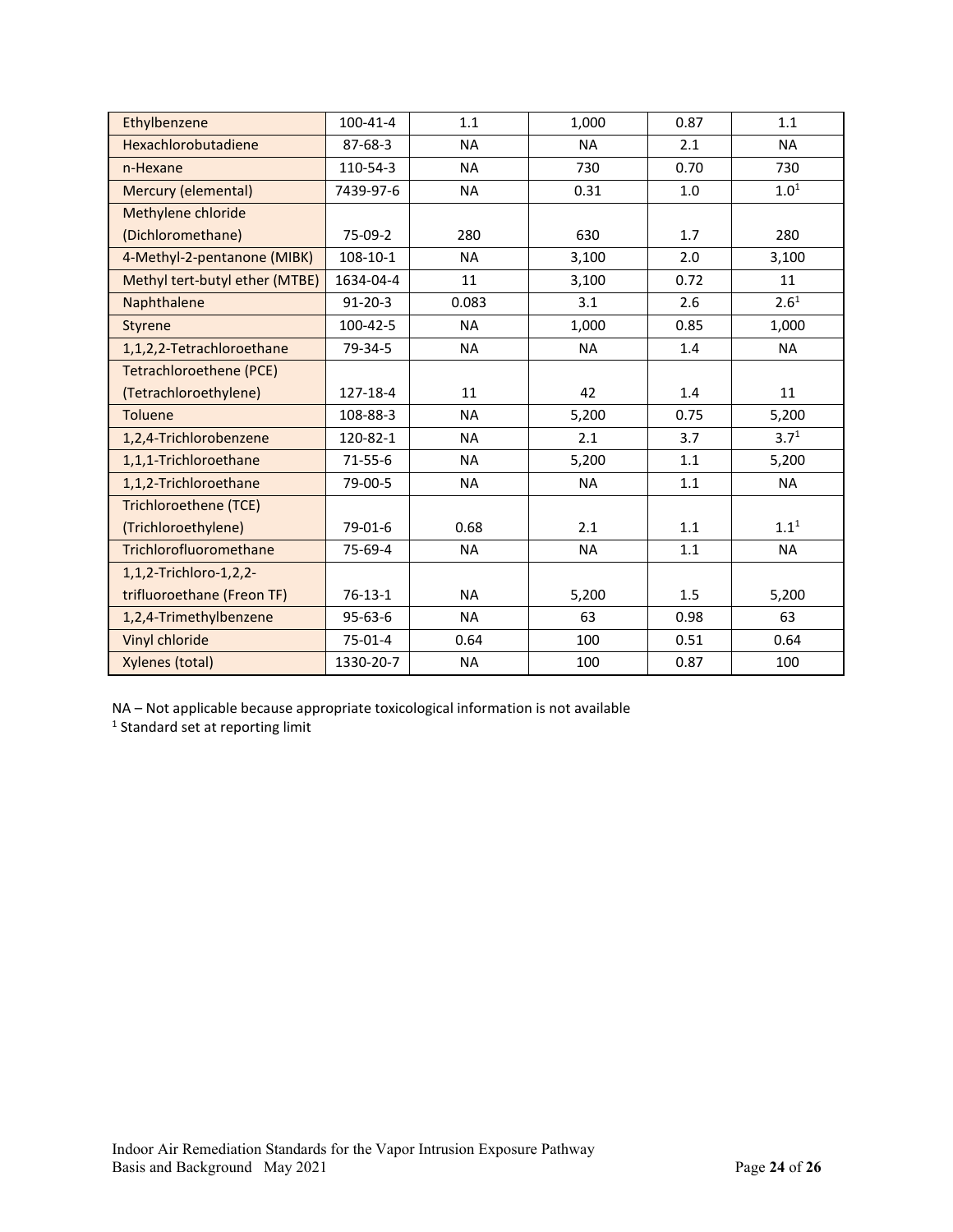| | | | | | |
|---|---|---|---|---|---|
| Ethylbenzene | 100-41-4 | 1.1 | 1,000 | 0.87 | 1.1 |
| Hexachlorobutadiene | 87-68-3 | NA | NA | 2.1 | NA |
| n-Hexane | 110-54-3 | NA | 730 | 0.70 | 730 |
| Mercury (elemental) | 7439-97-6 | NA | 0.31 | 1.0 | 1.0[1] |
| Methylene chloride (Dichloromethane) | 75-09-2 | 280 | 630 | 1.7 | 280 |
| 4-Methyl-2-pentanone (MIBK) | 108-10-1 | NA | 3,100 | 2.0 | 3,100 |
| Methyl tert-butyl ether (MTBE) | 1634-04-4 | 11 | 3,100 | 0.72 | 11 |
| Naphthalene | 91-20-3 | 0.083 | 3.1 | 2.6 | 2.6[1] |
| Styrene | 100-42-5 | NA | 1,000 | 0.85 | 1,000 |
| 1,1,2,2-Tetrachloroethane | 79-34-5 | NA | NA | 1.4 | NA |
| Tetrachloroethene (PCE) (Tetrachloroethylene) | 127-18-4 | 11 | 42 | 1.4 | 11 |
| Toluene | 108-88-3 | NA | 5,200 | 0.75 | 5,200 |
| 1,2,4-Trichlorobenzene | 120-82-1 | NA | 2.1 | 3.7 | 3.7[1] |
| 1,1,1-Trichloroethane | 71-55-6 | NA | 5,200 | 1.1 | 5,200 |
| 1,1,2-Trichloroethane | 79-00-5 | NA | NA | 1.1 | NA |
| Trichloroethene (TCE) (Trichloroethylene) | 79-01-6 | 0.68 | 2.1 | 1.1 | 1.1[1] |
| Trichlorofluoromethane | 75-69-4 | NA | NA | 1.1 | NA |
| 1,1,2-Trichloro-1,2,2-trifluoroethane (Freon TF) | 76-13-1 | NA | 5,200 | 1.5 | 5,200 |
| 1,2,4-Trimethylbenzene | 95-63-6 | NA | 63 | 0.98 | 63 |
| Vinyl chloride | 75-01-4 | 0.64 | 100 | 0.51 | 0.64 |
| Xylenes (total) | 1330-20-7 | NA | 100 | 0.87 | 100 |

NA – Not applicable because appropriate toxicological information is not available
[1] Standard set at reporting limit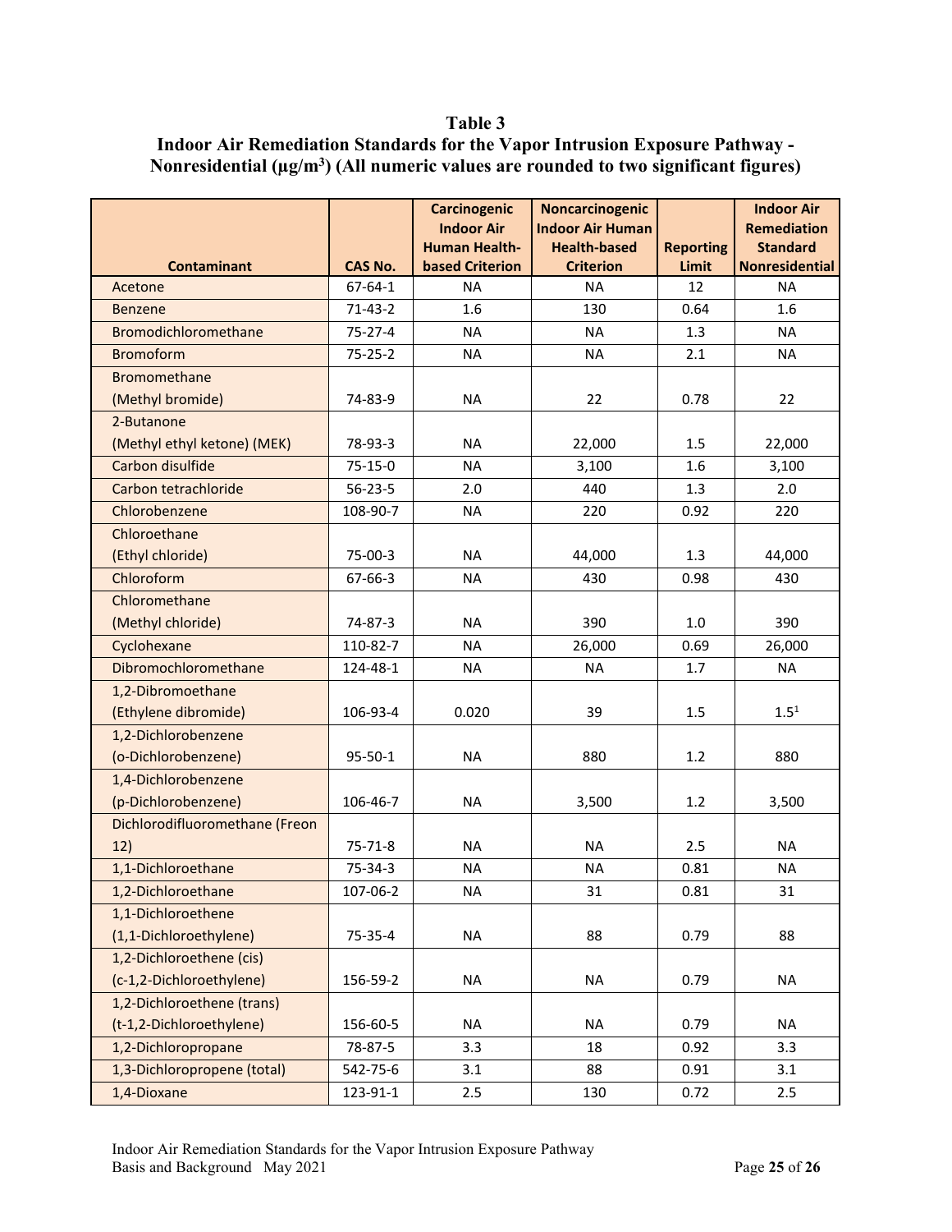**Table 3**
**Indoor Air Remediation Standards for the Vapor Intrusion Exposure Pathway - Nonresidential ($\mu g/m^3$) (All numeric values are rounded to two significant figures)**

| Contaminant | CAS No. | Carcinogenic Indoor Air Human Health-based Criterion | Noncarcinogenic Indoor Air Human Health-based Criterion | Reporting Limit | Indoor Air Remediation Standard Nonresidential |
|---|---|---|---|---|---|
| Acetone | 67-64-1 | NA | NA | 12 | NA |
| Benzene | 71-43-2 | 1.6 | 130 | 0.64 | 1.6 |
| Bromodichloromethane | 75-27-4 | NA | NA | 1.3 | NA |
| Bromoform | 75-25-2 | NA | NA | 2.1 | NA |
| Bromomethane (Methyl bromide) | 74-83-9 | NA | 22 | 0.78 | 22 |
| 2-Butanone (Methyl ethyl ketone) (MEK) | 78-93-3 | NA | 22,000 | 1.5 | 22,000 |
| Carbon disulfide | 75-15-0 | NA | 3,100 | 1.6 | 3,100 |
| Carbon tetrachloride | 56-23-5 | 2.0 | 440 | 1.3 | 2.0 |
| Chlorobenzene | 108-90-7 | NA | 220 | 0.92 | 220 |
| Chloroethane (Ethyl chloride) | 75-00-3 | NA | 44,000 | 1.3 | 44,000 |
| Chloroform | 67-66-3 | NA | 430 | 0.98 | 430 |
| Chloromethane (Methyl chloride) | 74-87-3 | NA | 390 | 1.0 | 390 |
| Cyclohexane | 110-82-7 | NA | 26,000 | 0.69 | 26,000 |
| Dibromochloromethane | 124-48-1 | NA | NA | 1.7 | NA |
| 1,2-Dibromoethane (Ethylene dibromide) | 106-93-4 | 0.020 | 39 | 1.5 | 1.5[1] |
| 1,2-Dichlorobenzene (o-Dichlorobenzene) | 95-50-1 | NA | 880 | 1.2 | 880 |
| 1,4-Dichlorobenzene (p-Dichlorobenzene) | 106-46-7 | NA | 3,500 | 1.2 | 3,500 |
| Dichlorodifluoromethane (Freon 12) | 75-71-8 | NA | NA | 2.5 | NA |
| 1,1-Dichloroethane | 75-34-3 | NA | NA | 0.81 | NA |
| 1,2-Dichloroethane | 107-06-2 | NA | 31 | 0.81 | 31 |
| 1,1-Dichloroethene (1,1-Dichloroethylene) | 75-35-4 | NA | 88 | 0.79 | 88 |
| 1,2-Dichloroethene (cis) (c-1,2-Dichloroethylene) | 156-59-2 | NA | NA | 0.79 | NA |
| 1,2-Dichloroethene (trans) (t-1,2-Dichloroethylene) | 156-60-5 | NA | NA | 0.79 | NA |
| 1,2-Dichloropropane | 78-87-5 | 3.3 | 18 | 0.92 | 3.3 |
| 1,3-Dichloropropene (total) | 542-75-6 | 3.1 | 88 | 0.91 | 3.1 |
| 1,4-Dioxane | 123-91-1 | 2.5 | 130 | 0.72 | 2.5 |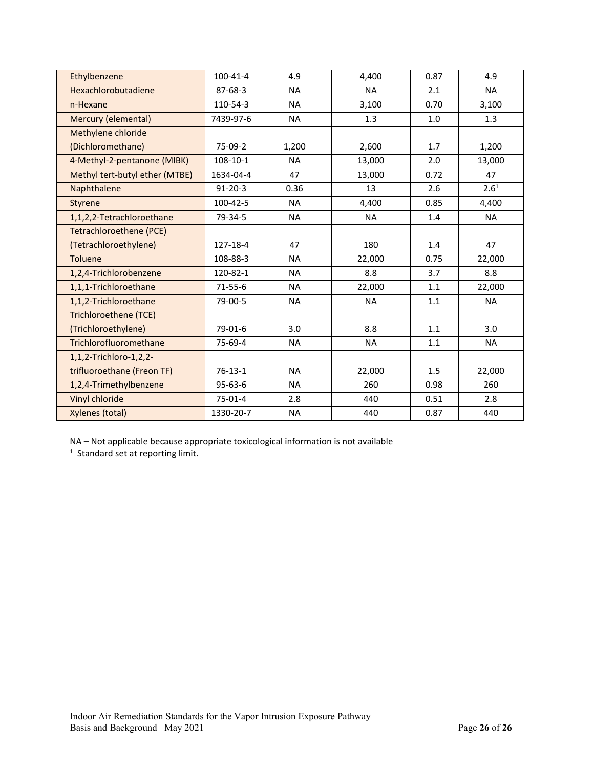| | | | | | |
|---|---|---|---|---|---|
| Ethylbenzene | 100-41-4 | 4.9 | 4,400 | 0.87 | 4.9 |
| Hexachlorobutadiene | 87-68-3 | NA | NA | 2.1 | NA |
| n-Hexane | 110-54-3 | NA | 3,100 | 0.70 | 3,100 |
| Mercury (elemental) | 7439-97-6 | NA | 1.3 | 1.0 | 1.3 |
| Methylene chloride (Dichloromethane) | 75-09-2 | 1,200 | 2,600 | 1.7 | 1,200 |
| 4-Methyl-2-pentanone (MIBK) | 108-10-1 | NA | 13,000 | 2.0 | 13,000 |
| Methyl tert-butyl ether (MTBE) | 1634-04-4 | 47 | 13,000 | 0.72 | 47 |
| Naphthalene | 91-20-3 | 0.36 | 13 | 2.6 | 2.6[1] |
| Styrene | 100-42-5 | NA | 4,400 | 0.85 | 4,400 |
| 1,1,2,2-Tetrachloroethane | 79-34-5 | NA | NA | 1.4 | NA |
| Tetrachloroethene (PCE) (Tetrachloroethylene) | 127-18-4 | 47 | 180 | 1.4 | 47 |
| Toluene | 108-88-3 | NA | 22,000 | 0.75 | 22,000 |
| 1,2,4-Trichlorobenzene | 120-82-1 | NA | 8.8 | 3.7 | 8.8 |
| 1,1,1-Trichloroethane | 71-55-6 | NA | 22,000 | 1.1 | 22,000 |
| 1,1,2-Trichloroethane | 79-00-5 | NA | NA | 1.1 | NA |
| Trichloroethene (TCE) (Trichloroethylene) | 79-01-6 | 3.0 | 8.8 | 1.1 | 3.0 |
| Trichlorofluoromethane | 75-69-4 | NA | NA | 1.1 | NA |
| 1,1,2-Trichloro-1,2,2-trifluoroethane (Freon TF) | 76-13-1 | NA | 22,000 | 1.5 | 22,000 |
| 1,2,4-Trimethylbenzene | 95-63-6 | NA | 260 | 0.98 | 260 |
| Vinyl chloride | 75-01-4 | 2.8 | 440 | 0.51 | 2.8 |
| Xylenes (total) | 1330-20-7 | NA | 440 | 0.87 | 440 |

NA – Not applicable because appropriate toxicological information is not available

[1] Standard set at reporting limit.